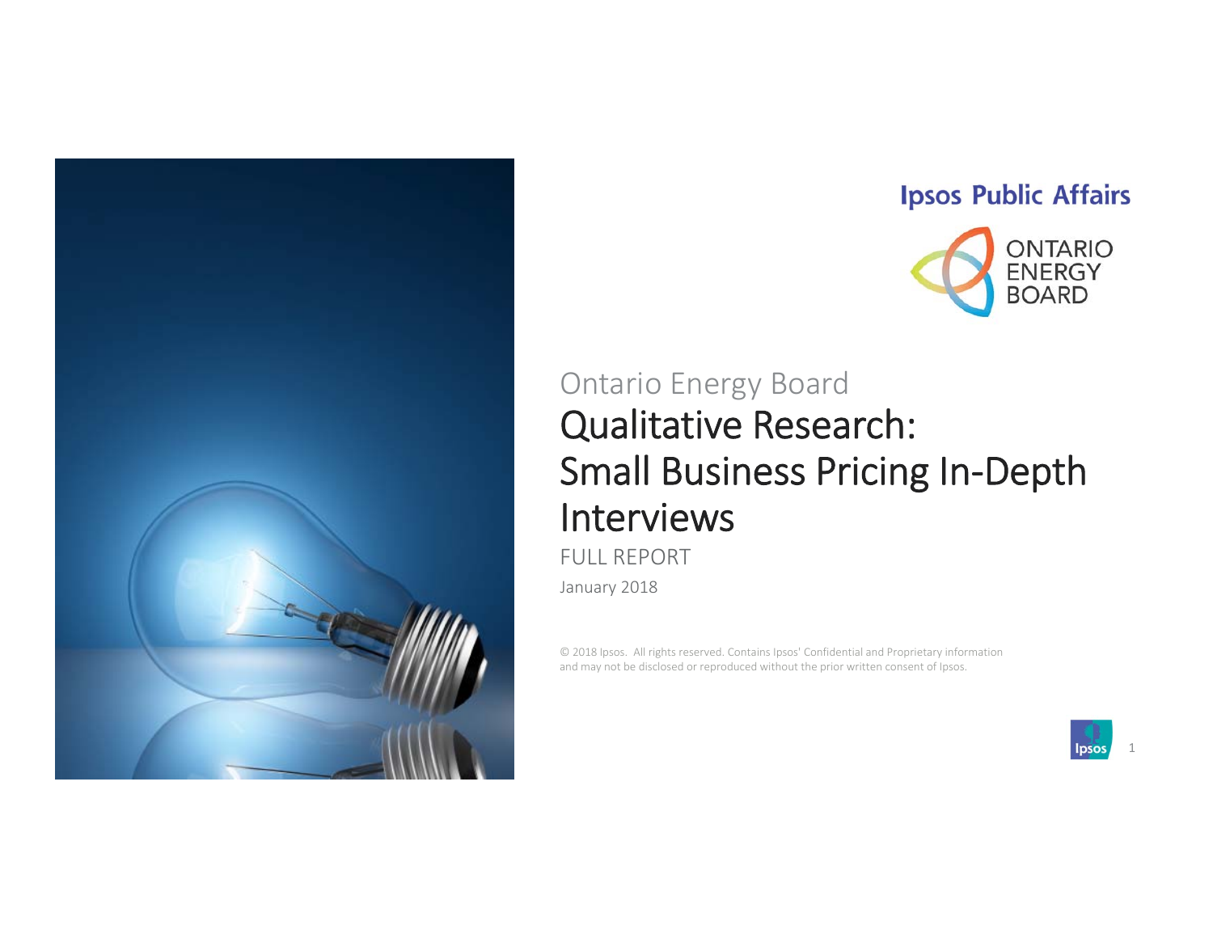Ipsos Public Affairs

ONTARIO ENERGY BOARD

Ontario Energy Board

# Qualitative Research: Small Business Pricing In-Depth Interviews

FULL REPORT

January 2018

© 2018 Ipsos. All rights reserved. Contains Ipsos' Confidential and Proprietary information and may not be disclosed or reproduced without the prior written consent of Ipsos.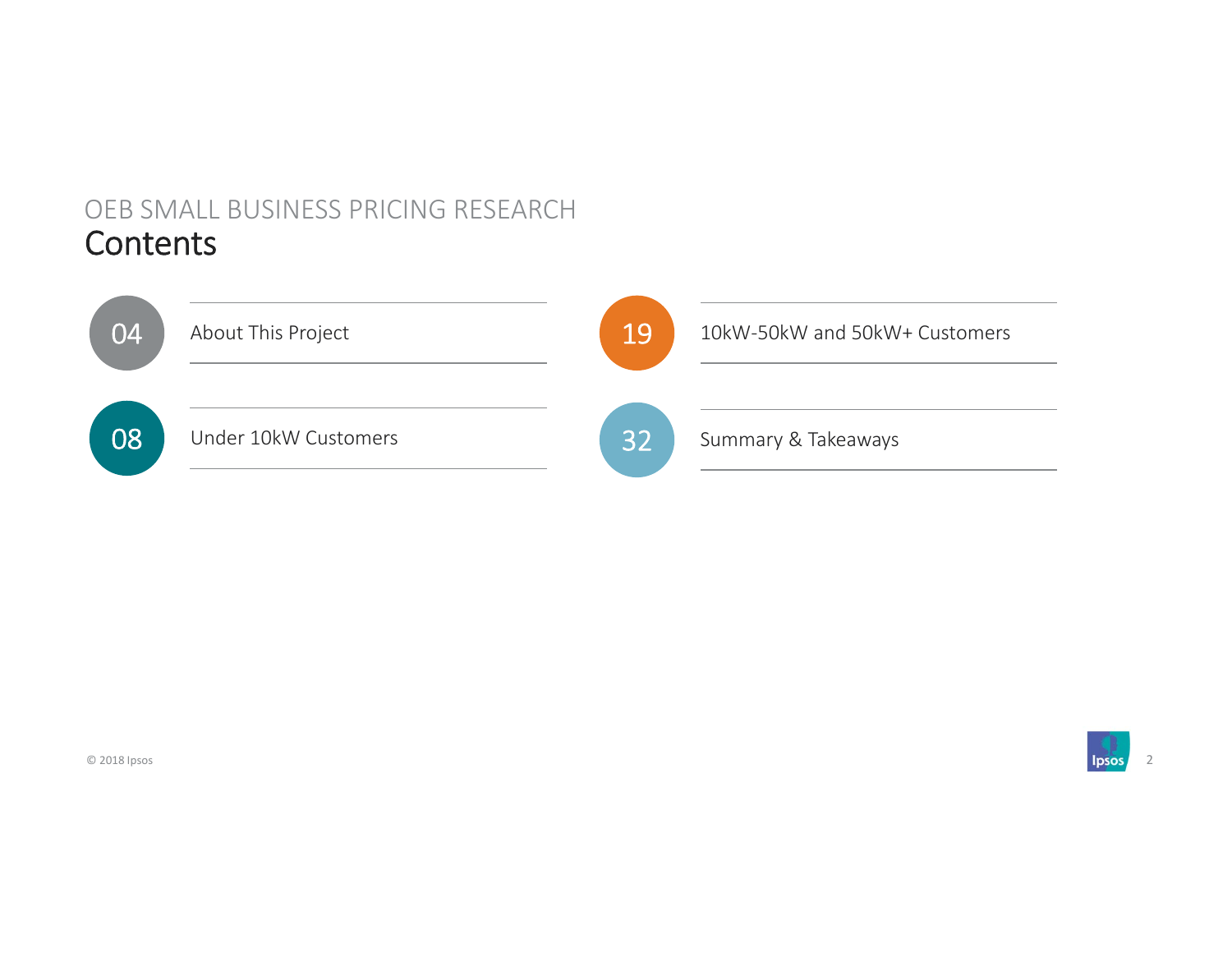OEB SMALL BUSINESS PRICING RESEARCH

# Contents

- 04 About This Project
- 08 Under 10kW Customers
- 19 10kW-50kW and 50kW+ Customers
- 32 Summary & Takeaways

© 2018 Ipsos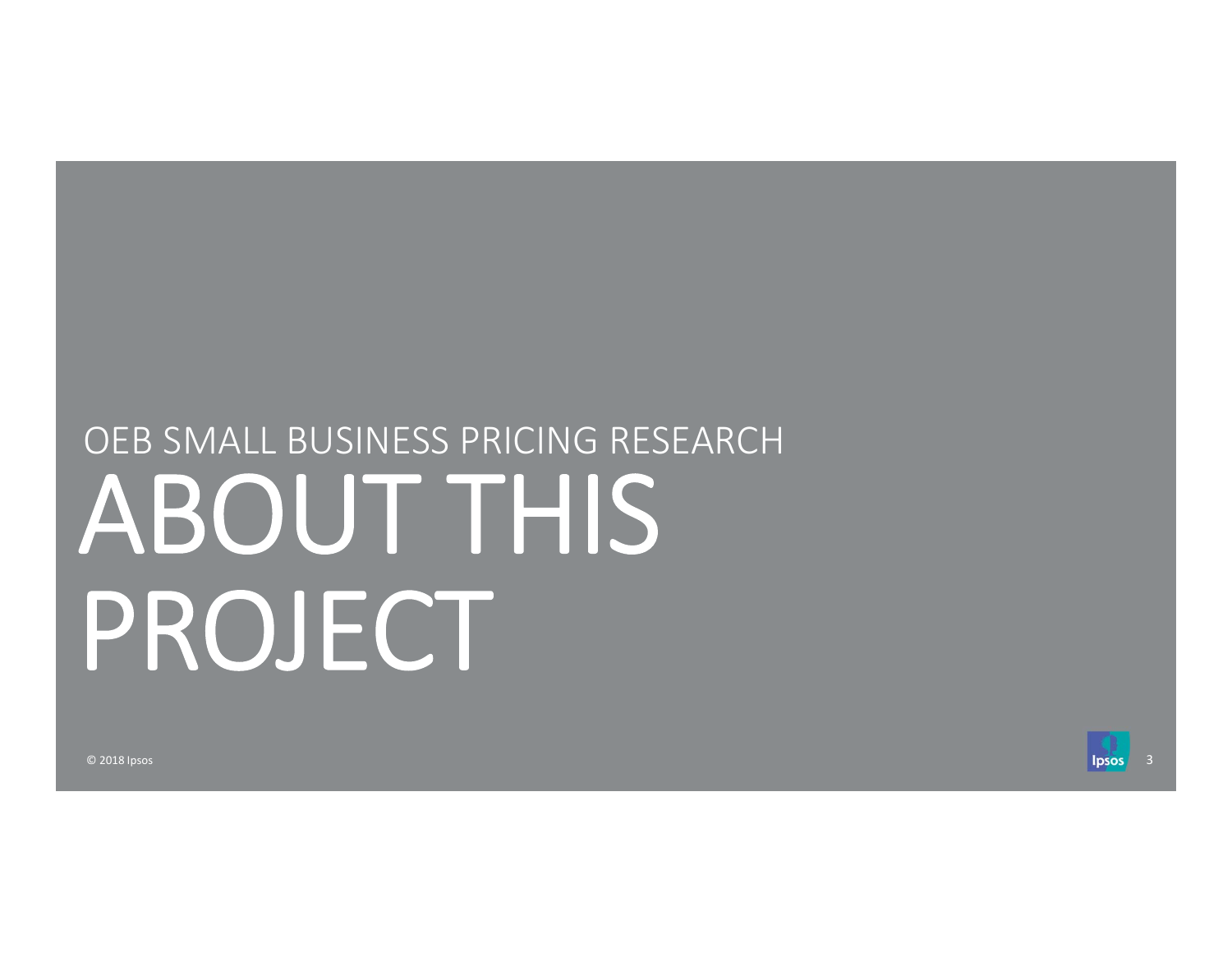OEB SMALL BUSINESS PRICING RESEARCH

# ABOUT THIS PROJECT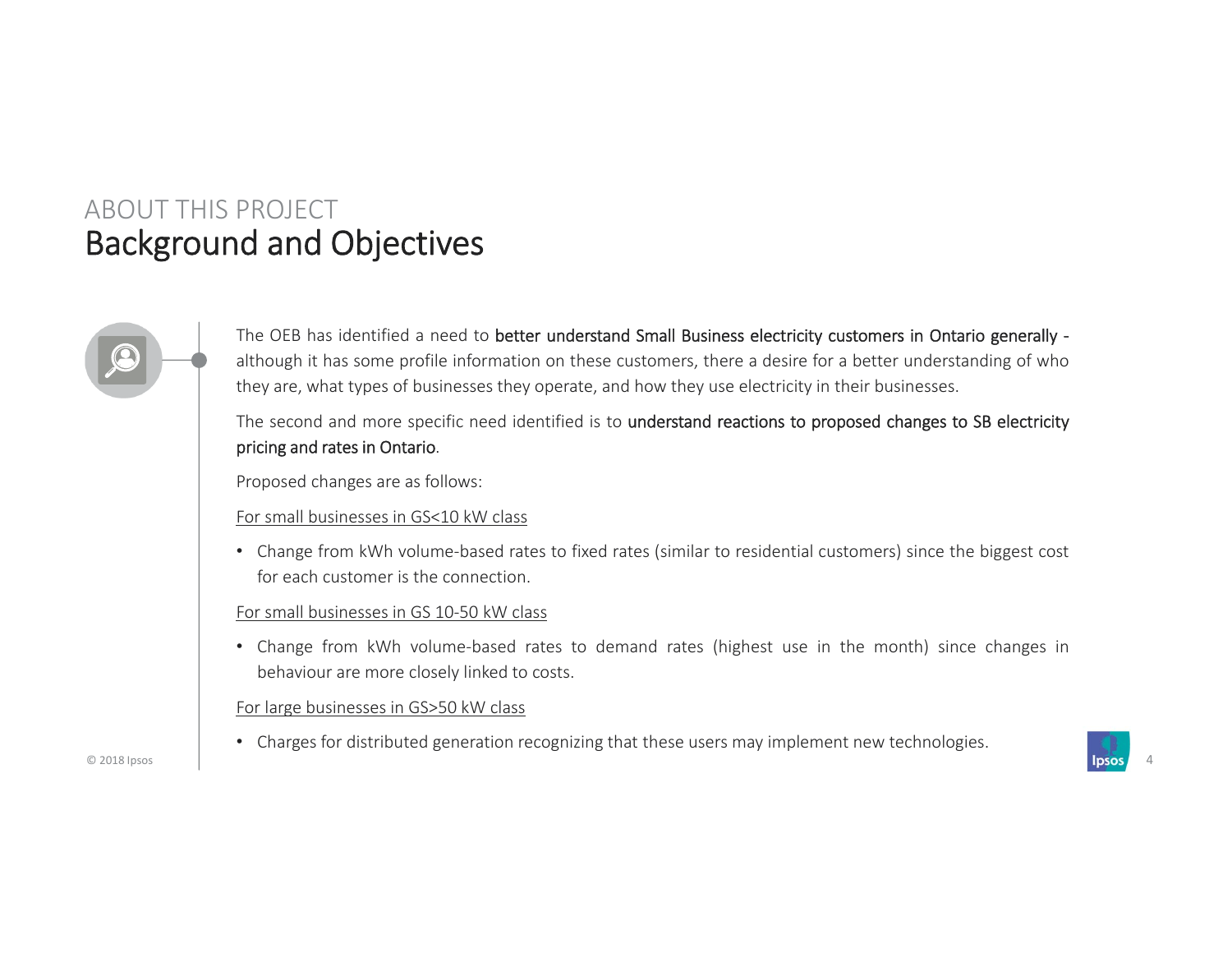ABOUT THIS PROJECT

# Background and Objectives

The OEB has identified a need to **better understand Small Business electricity customers in Ontario generally -** although it has some profile information on these customers, there a desire for a better understanding of who they are, what types of businesses they operate, and how they use electricity in their businesses.

The second and more specific need identified is to **understand reactions to proposed changes to SB electricity pricing and rates in Ontario**.

Proposed changes are as follows:

<u>For small businesses in GS<10 kW class</u>

- Change from kWh volume-based rates to fixed rates (similar to residential customers) since the biggest cost for each customer is the connection.

<u>For small businesses in GS 10-50 kW class</u>

- Change from kWh volume-based rates to demand rates (highest use in the month) since changes in behaviour are more closely linked to costs.

<u>For large businesses in GS>50 kW class</u>

- Charges for distributed generation recognizing that these users may implement new technologies.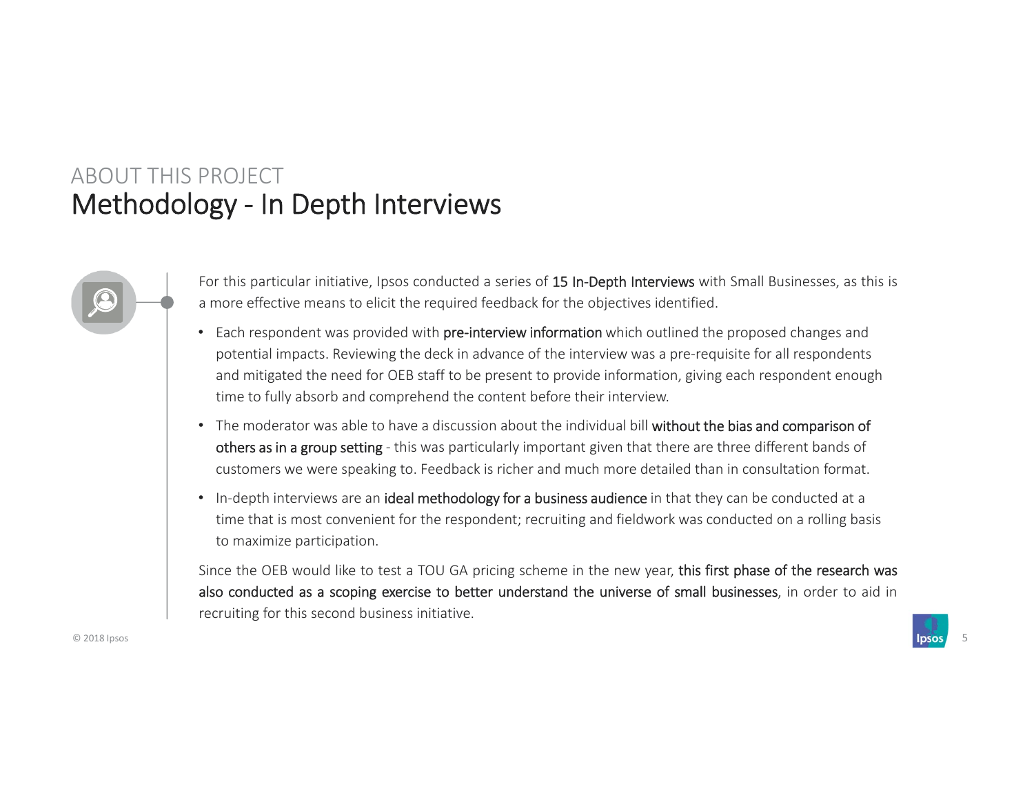ABOUT THIS PROJECT

# Methodology - In Depth Interviews

For this particular initiative, Ipsos conducted a series of **15 In-Depth Interviews** with Small Businesses, as this is a more effective means to elicit the required feedback for the objectives identified.

- Each respondent was provided with **pre-interview information** which outlined the proposed changes and potential impacts. Reviewing the deck in advance of the interview was a pre-requisite for all respondents and mitigated the need for OEB staff to be present to provide information, giving each respondent enough time to fully absorb and comprehend the content before their interview.
- The moderator was able to have a discussion about the individual bill **without the bias and comparison of others as in a group setting** - this was particularly important given that there are three different bands of customers we were speaking to. Feedback is richer and much more detailed than in consultation format.
- In-depth interviews are an **ideal methodology for a business audience** in that they can be conducted at a time that is most convenient for the respondent; recruiting and fieldwork was conducted on a rolling basis to maximize participation.

Since the OEB would like to test a TOU GA pricing scheme in the new year, **this first phase of the research was also conducted as a scoping exercise to better understand the universe of small businesses**, in order to aid in recruiting for this second business initiative.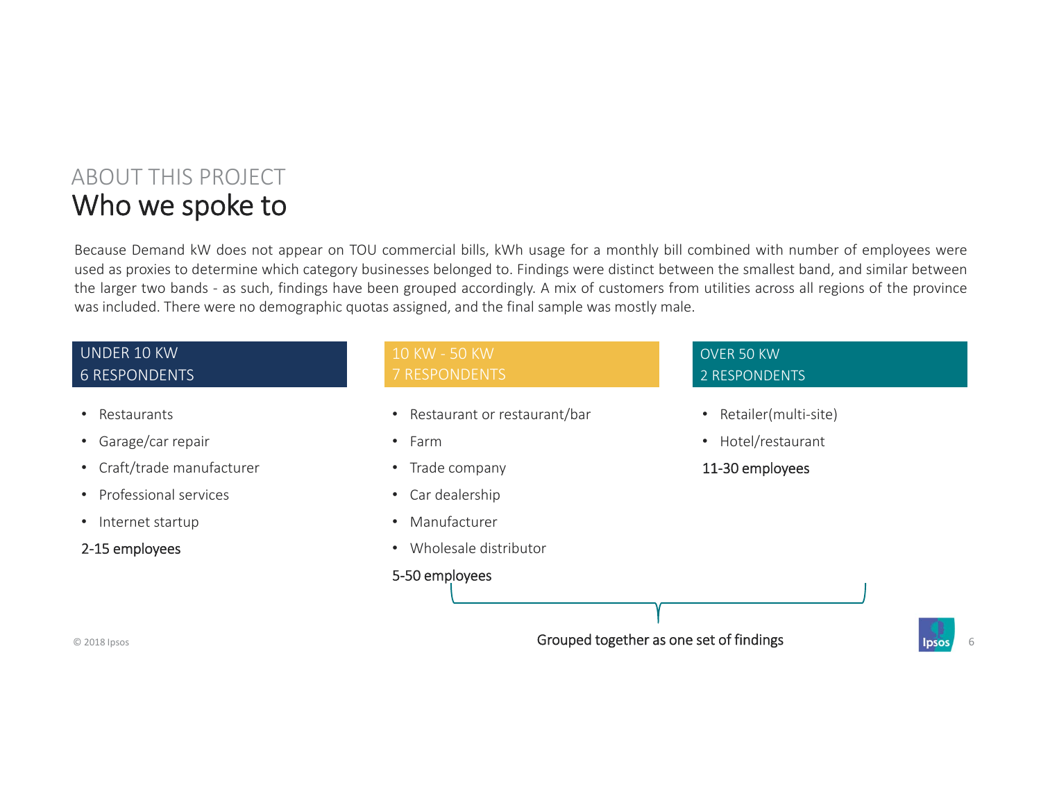ABOUT THIS PROJECT

# Who we spoke to

Because Demand kW does not appear on TOU commercial bills, kWh usage for a monthly bill combined with number of employees were used as proxies to determine which category businesses belonged to. Findings were distinct between the smallest band, and similar between the larger two bands - as such, findings have been grouped accordingly. A mix of customers from utilities across all regions of the province was included. There were no demographic quotas assigned, and the final sample was mostly male.

## UNDER 10 KW
## 6 RESPONDENTS

- Restaurants
- Garage/car repair
- Craft/trade manufacturer
- Professional services
- Internet startup

2-15 employees

## 10 KW - 50 KW
## 7 RESPONDENTS

- Restaurant or restaurant/bar
- Farm
- Trade company
- Car dealership
- Manufacturer
- Wholesale distributor

5-50 employees

## OVER 50 KW
## 2 RESPONDENTS

- Retailer(multi-site)
- Hotel/restaurant

11-30 employees

Grouped together as one set of findings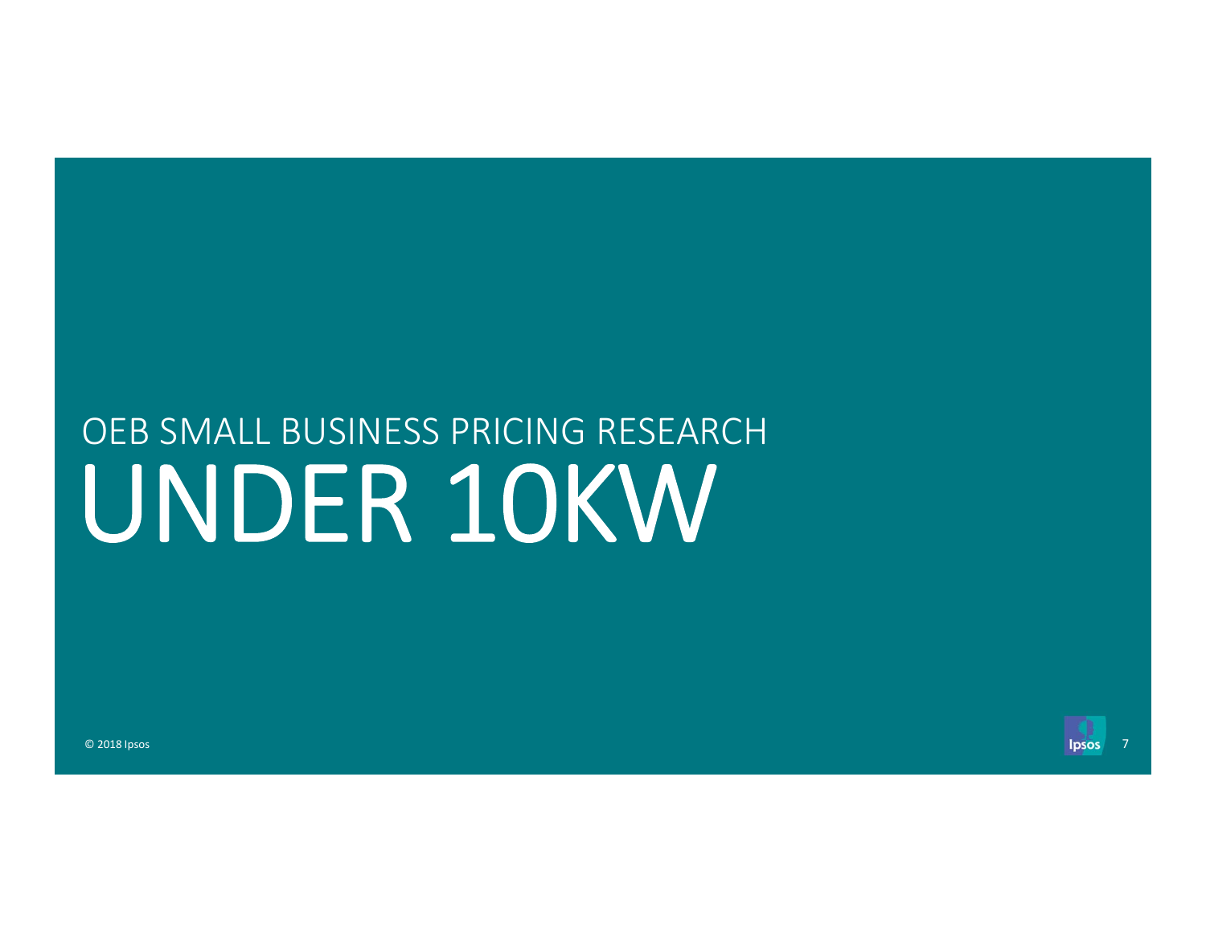OEB SMALL BUSINESS PRICING RESEARCH

# UNDER 10KW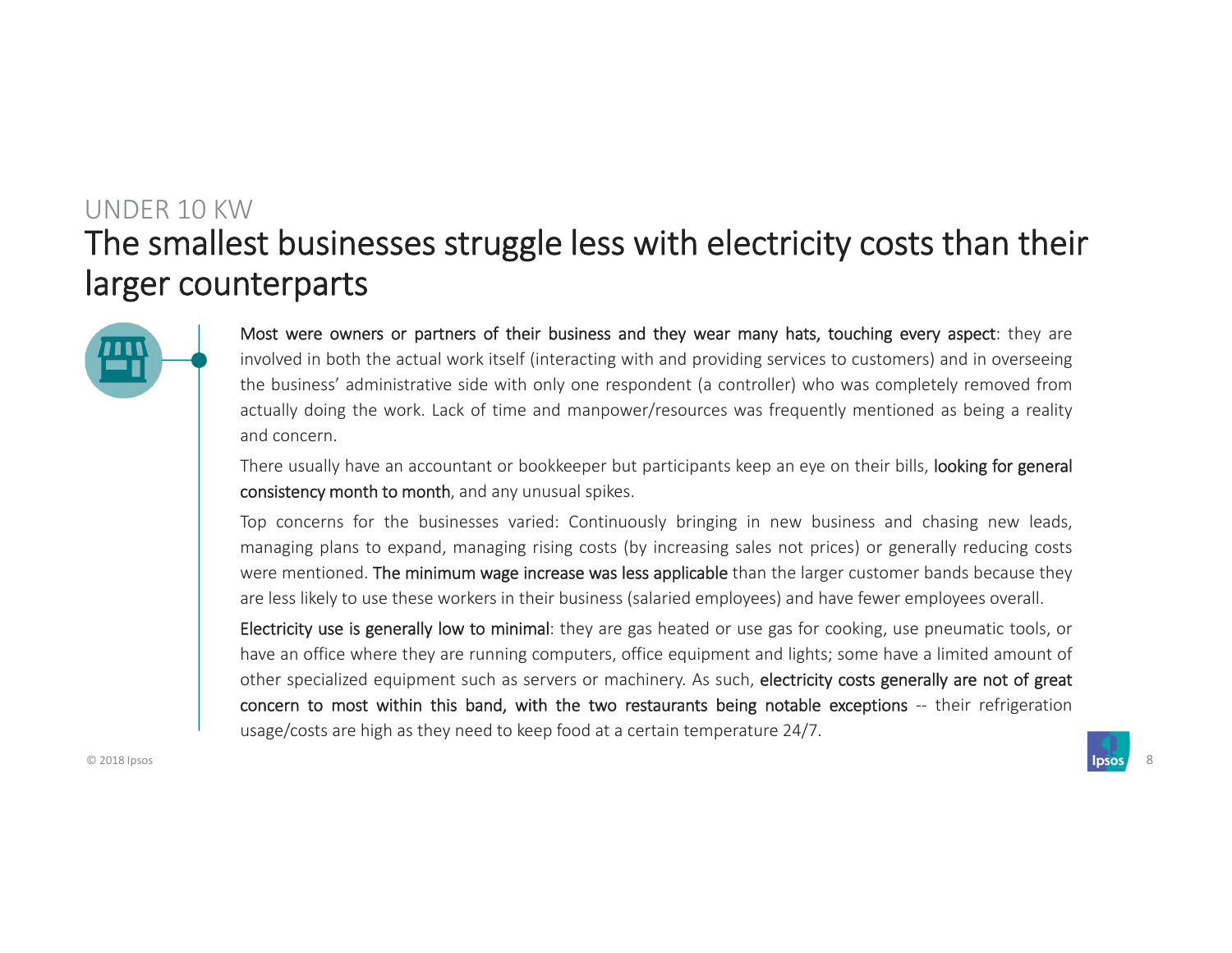UNDER 10 KW

# The smallest businesses struggle less with electricity costs than their larger counterparts

**Most were owners or partners of their business and they wear many hats, touching every aspect**: they are involved in both the actual work itself (interacting with and providing services to customers) and in overseeing the business' administrative side with only one respondent (a controller) who was completely removed from actually doing the work. Lack of time and manpower/resources was frequently mentioned as being a reality and concern.

There usually have an accountant or bookkeeper but participants keep an eye on their bills, **looking for general consistency month to month**, and any unusual spikes.

Top concerns for the businesses varied: Continuously bringing in new business and chasing new leads, managing plans to expand, managing rising costs (by increasing sales not prices) or generally reducing costs were mentioned. **The minimum wage increase was less applicable** than the larger customer bands because they are less likely to use these workers in their business (salaried employees) and have fewer employees overall.

**Electricity use is generally low to minimal**: they are gas heated or use gas for cooking, use pneumatic tools, or have an office where they are running computers, office equipment and lights; some have a limited amount of other specialized equipment such as servers or machinery. As such, **electricity costs generally are not of great concern to most within this band, with the two restaurants being notable exceptions** -- their refrigeration usage/costs are high as they need to keep food at a certain temperature 24/7.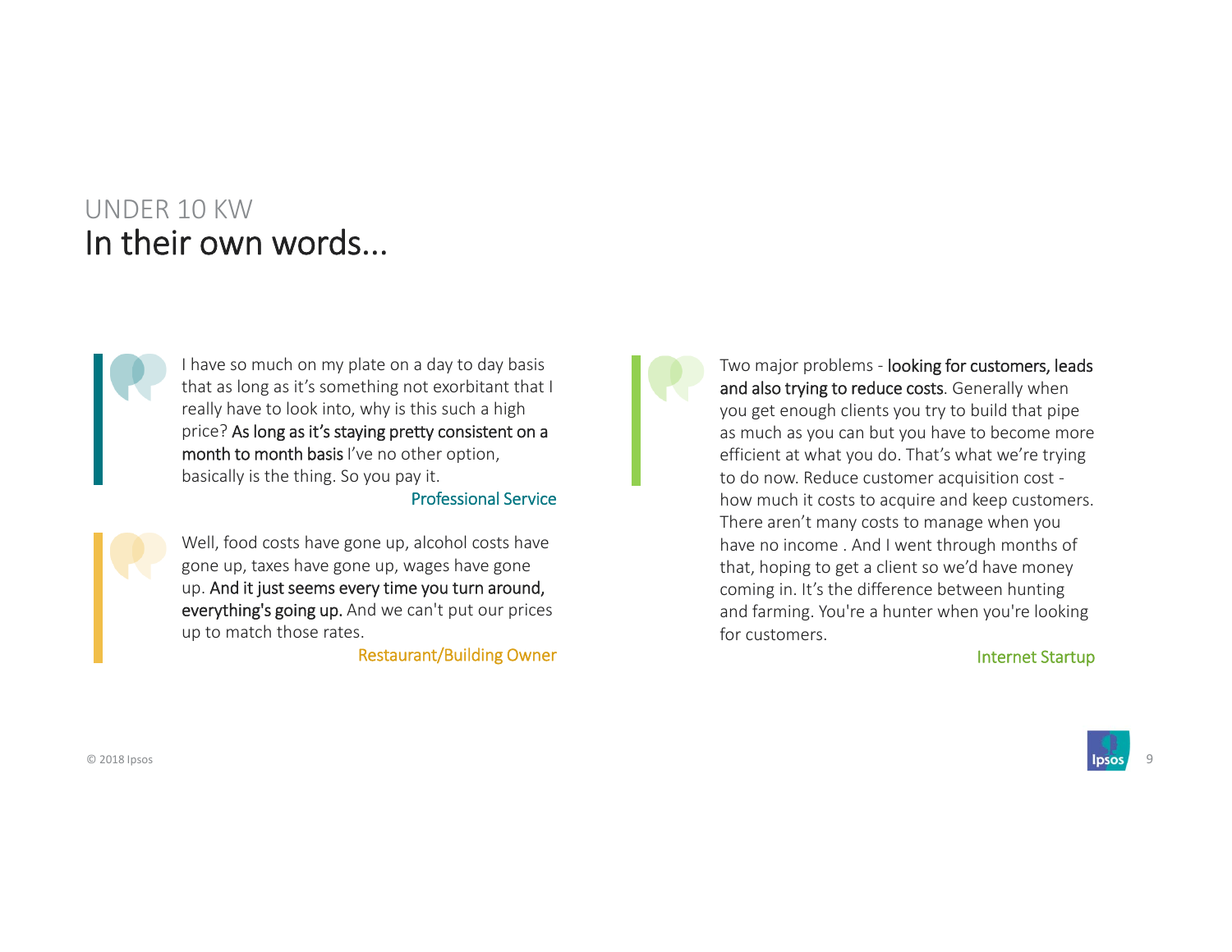UNDER 10 KW

# In their own words…

> I have so much on my plate on a day to day basis that as long as it's something not exorbitant that I really have to look into, why is this such a high price? **As long as it's staying pretty consistent on a month to month basis** I've no other option, basically is the thing. So you pay it.
>
> Professional Service

> Well, food costs have gone up, alcohol costs have gone up, taxes have gone up, wages have gone up. **And it just seems every time you turn around, everything's going up.** And we can't put our prices up to match those rates.
>
> Restaurant/Building Owner

> Two major problems - **looking for customers, leads and also trying to reduce costs**. Generally when you get enough clients you try to build that pipe as much as you can but you have to become more efficient at what you do. That's what we're trying to do now. Reduce customer acquisition cost - how much it costs to acquire and keep customers. There aren't many costs to manage when you have no income . And I went through months of that, hoping to get a client so we'd have money coming in. It's the difference between hunting and farming. You're a hunter when you're looking for customers.
>
> Internet Startup

© 2018 Ipsos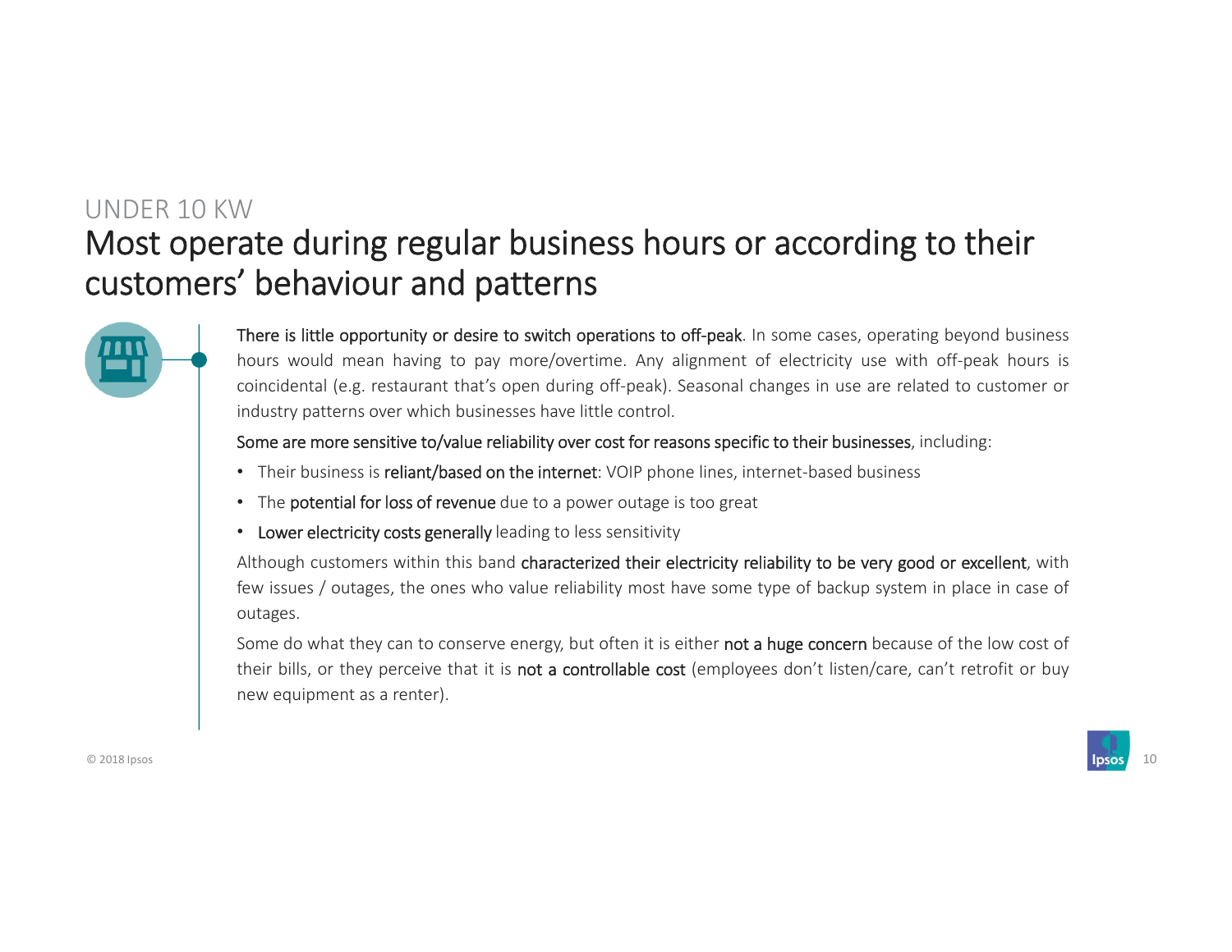UNDER 10 KW

# Most operate during regular business hours or according to their customers' behaviour and patterns

**There is little opportunity or desire to switch operations to off-peak**. In some cases, operating beyond business hours would mean having to pay more/overtime. Any alignment of electricity use with off-peak hours is coincidental (e.g. restaurant that's open during off-peak). Seasonal changes in use are related to customer or industry patterns over which businesses have little control.

**Some are more sensitive to/value reliability over cost for reasons specific to their businesses**, including:

- Their business is **reliant/based on the internet**: VOIP phone lines, internet-based business
- The **potential for loss of revenue** due to a power outage is too great
- **Lower electricity costs generally** leading to less sensitivity

Although customers within this band **characterized their electricity reliability to be very good or excellent**, with few issues / outages, the ones who value reliability most have some type of backup system in place in case of outages.

Some do what they can to conserve energy, but often it is either **not a huge concern** because of the low cost of their bills, or they perceive that it is **not a controllable cost** (employees don't listen/care, can't retrofit or buy new equipment as a renter).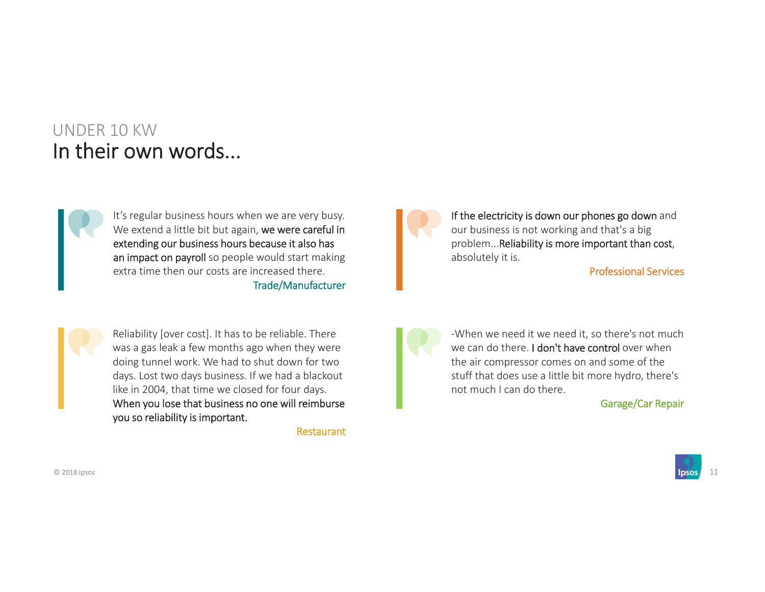UNDER 10 KW

# In their own words...

> It's regular business hours when we are very busy. We extend a little bit but again, **we were careful in extending our business hours because it also has an impact on payroll** so people would start making extra time then our costs are increased there.
>
> Trade/Manufacturer

> **If the electricity is down our phones go down** and our business is not working and that's a big problem...**Reliability is more important than cost**, absolutely it is.
>
> Professional Services

> Reliability [over cost]. It has to be reliable. There was a gas leak a few months ago when they were doing tunnel work. We had to shut down for two days. Lost two days business. If we had a blackout like in 2004, that time we closed for four days. **When you lose that business no one will reimburse you so reliability is important.**
>
> Restaurant

> -When we need it we need it, so there's not much we can do there. **I don't have control** over when the air compressor comes on and some of the stuff that does use a little bit more hydro, there's not much I can do there.
>
> Garage/Car Repair

© 2018 Ipsos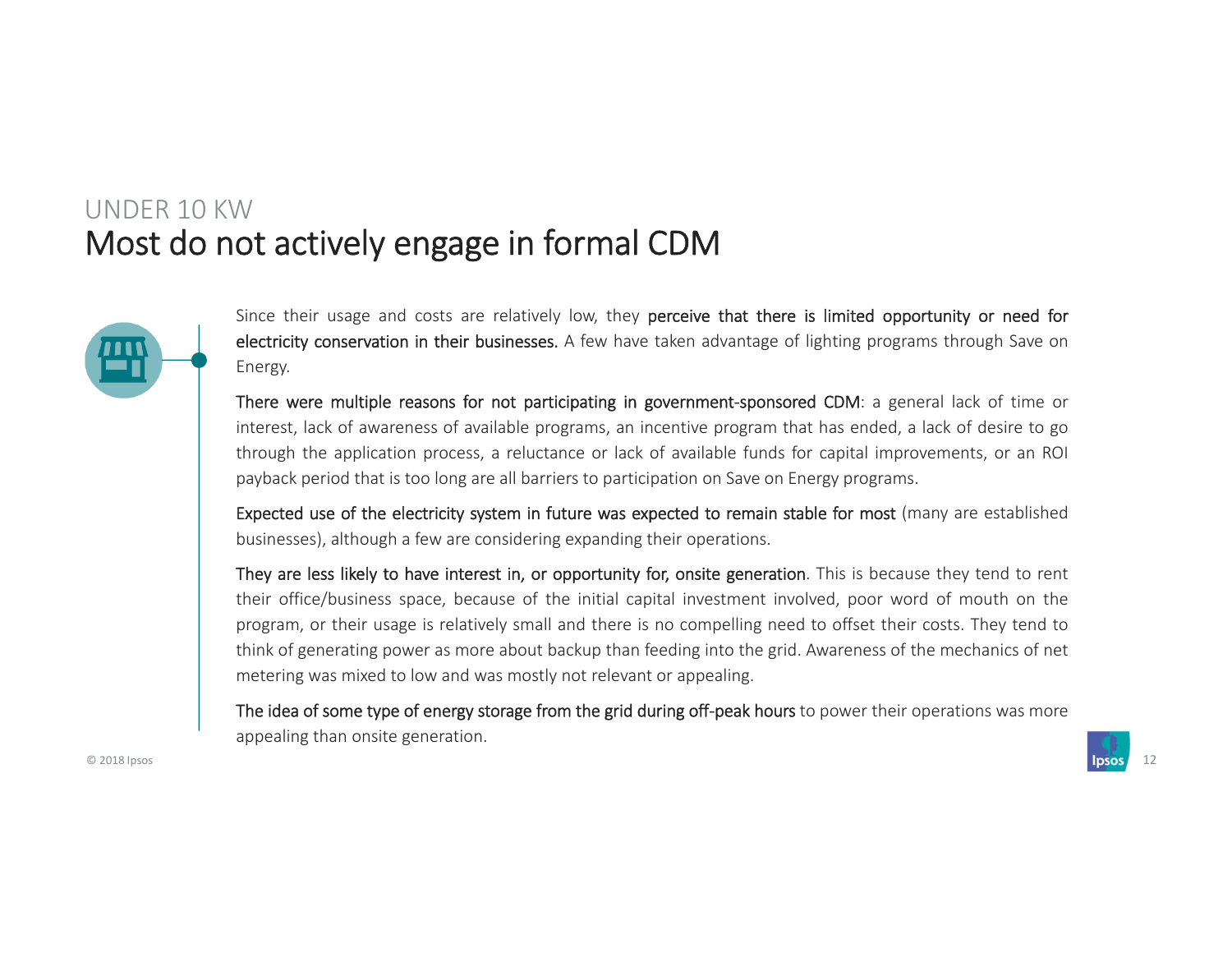## UNDER 10 KW

# Most do not actively engage in formal CDM

Since their usage and costs are relatively low, they **perceive that there is limited opportunity or need for electricity conservation in their businesses.** A few have taken advantage of lighting programs through Save on Energy.

**There were multiple reasons for not participating in government-sponsored CDM**: a general lack of time or interest, lack of awareness of available programs, an incentive program that has ended, a lack of desire to go through the application process, a reluctance or lack of available funds for capital improvements, or an ROI payback period that is too long are all barriers to participation on Save on Energy programs.

**Expected use of the electricity system in future was expected to remain stable for most** (many are established businesses), although a few are considering expanding their operations.

**They are less likely to have interest in, or opportunity for, onsite generation**. This is because they tend to rent their office/business space, because of the initial capital investment involved, poor word of mouth on the program, or their usage is relatively small and there is no compelling need to offset their costs. They tend to think of generating power as more about backup than feeding into the grid. Awareness of the mechanics of net metering was mixed to low and was mostly not relevant or appealing.

**The idea of some type of energy storage from the grid during off-peak hours** to power their operations was more appealing than onsite generation.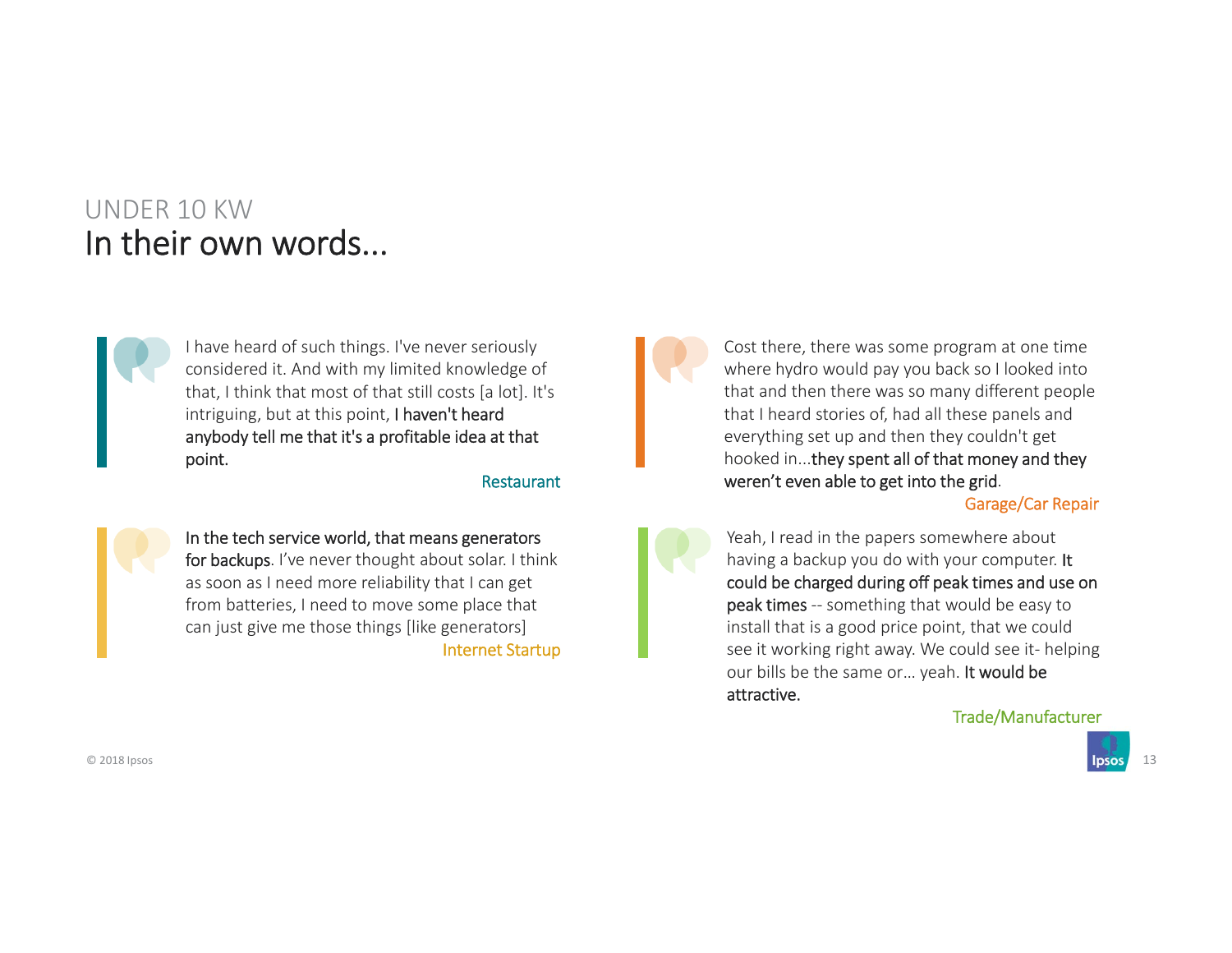UNDER 10 KW

# In their own words…

> I have heard of such things. I've never seriously considered it. And with my limited knowledge of that, I think that most of that still costs [a lot]. It's intriguing, but at this point, **I haven't heard anybody tell me that it's a profitable idea at that point.**
>
> Restaurant

> **In the tech service world, that means generators for backups**. I've never thought about solar. I think as soon as I need more reliability that I can get from batteries, I need to move some place that can just give me those things [like generators]
>
> Internet Startup

> Cost there, there was some program at one time where hydro would pay you back so I looked into that and then there was so many different people that I heard stories of, had all these panels and everything set up and then they couldn't get hooked in...**they spent all of that money and they weren't even able to get into the grid**.
>
> Garage/Car Repair

> Yeah, I read in the papers somewhere about having a backup you do with your computer. **It could be charged during off peak times and use on peak times** -- something that would be easy to install that is a good price point, that we could see it working right away. We could see it- helping our bills be the same or… yeah. **It would be attractive.**
>
> Trade/Manufacturer

© 2018 Ipsos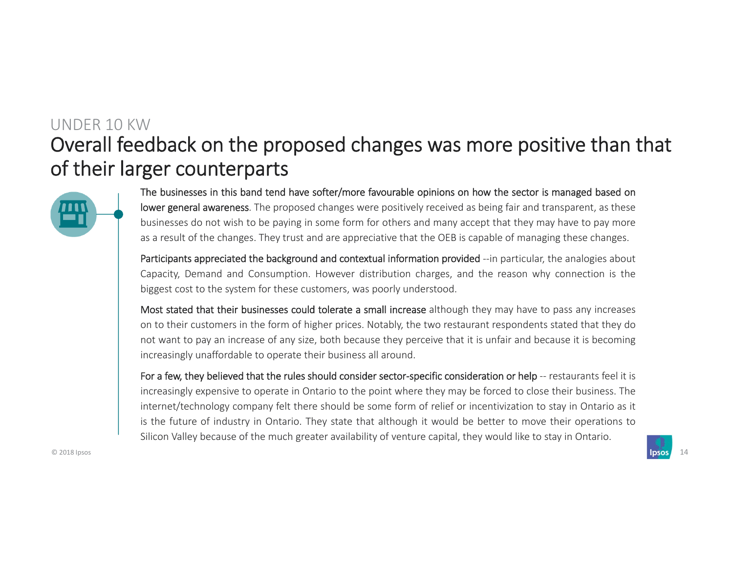UNDER 10 KW

# Overall feedback on the proposed changes was more positive than that of their larger counterparts

**The businesses in this band tend have softer/more favourable opinions on how the sector is managed based on lower general awareness**. The proposed changes were positively received as being fair and transparent, as these businesses do not wish to be paying in some form for others and many accept that they may have to pay more as a result of the changes. They trust and are appreciative that the OEB is capable of managing these changes.

**Participants appreciated the background and contextual information provided** --in particular, the analogies about Capacity, Demand and Consumption. However distribution charges, and the reason why connection is the biggest cost to the system for these customers, was poorly understood.

**Most stated that their businesses could tolerate a small increase** although they may have to pass any increases on to their customers in the form of higher prices. Notably, the two restaurant respondents stated that they do not want to pay an increase of any size, both because they perceive that it is unfair and because it is becoming increasingly unaffordable to operate their business all around.

**For a few, they believed that the rules should consider sector-specific consideration or help** -- restaurants feel it is increasingly expensive to operate in Ontario to the point where they may be forced to close their business. The internet/technology company felt there should be some form of relief or incentivization to stay in Ontario as it is the future of industry in Ontario. They state that although it would be better to move their operations to Silicon Valley because of the much greater availability of venture capital, they would like to stay in Ontario.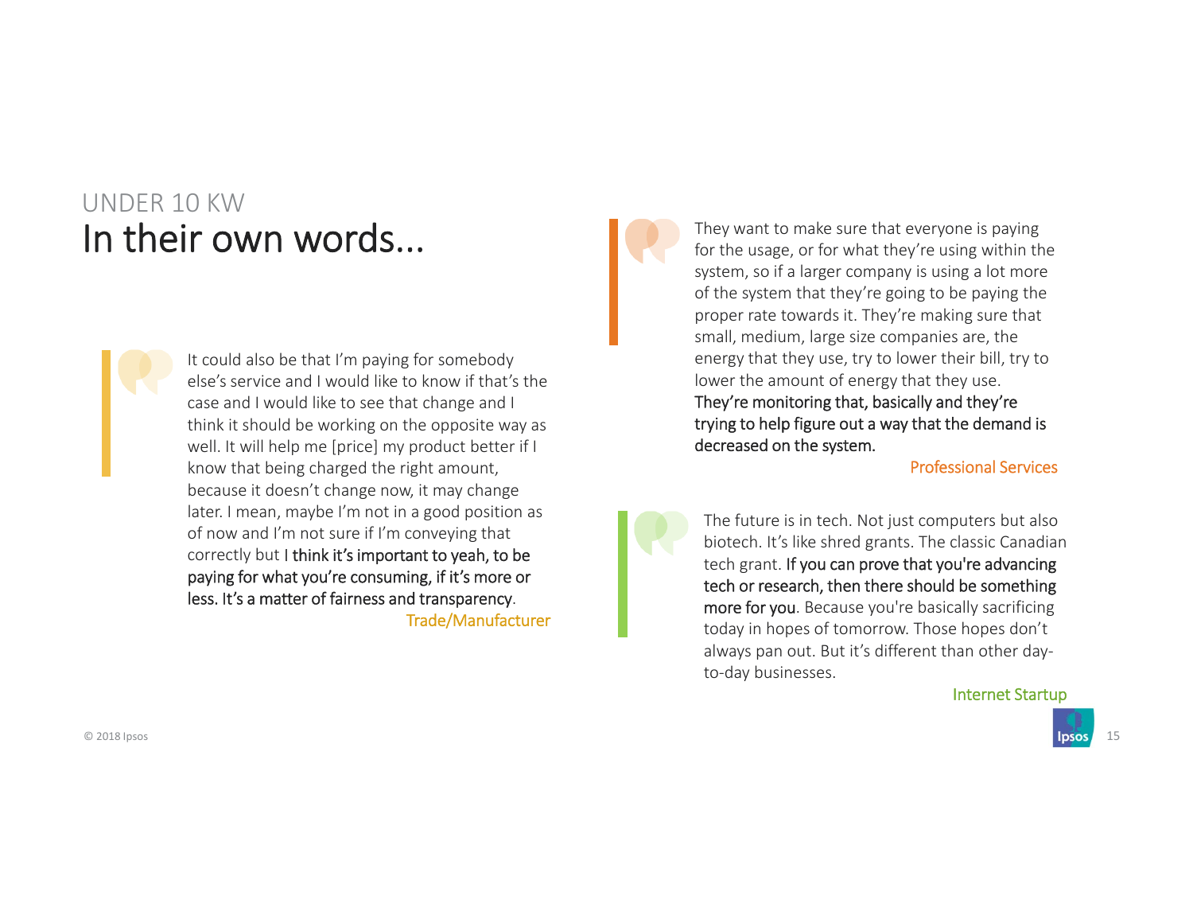UNDER 10 KW

# In their own words...

> It could also be that I'm paying for somebody else's service and I would like to know if that's the case and I would like to see that change and I think it should be working on the opposite way as well. It will help me [price] my product better if I know that being charged the right amount, because it doesn't change now, it may change later. I mean, maybe I'm not in a good position as of now and I'm not sure if I'm conveying that correctly but **I think it's important to yeah, to be paying for what you're consuming, if it's more or less. It's a matter of fairness and transparency**.
>
> Trade/Manufacturer

> They want to make sure that everyone is paying for the usage, or for what they're using within the system, so if a larger company is using a lot more of the system that they're going to be paying the proper rate towards it. They're making sure that small, medium, large size companies are, the energy that they use, try to lower their bill, try to lower the amount of energy that they use. **They're monitoring that, basically and they're trying to help figure out a way that the demand is decreased on the system.**
>
> Professional Services

> The future is in tech. Not just computers but also biotech. It's like shred grants. The classic Canadian tech grant. **If you can prove that you're advancing tech or research, then there should be something more for you**. Because you're basically sacrificing today in hopes of tomorrow. Those hopes don't always pan out. But it's different than other day-to-day businesses.
>
> Internet Startup

© 2018 Ipsos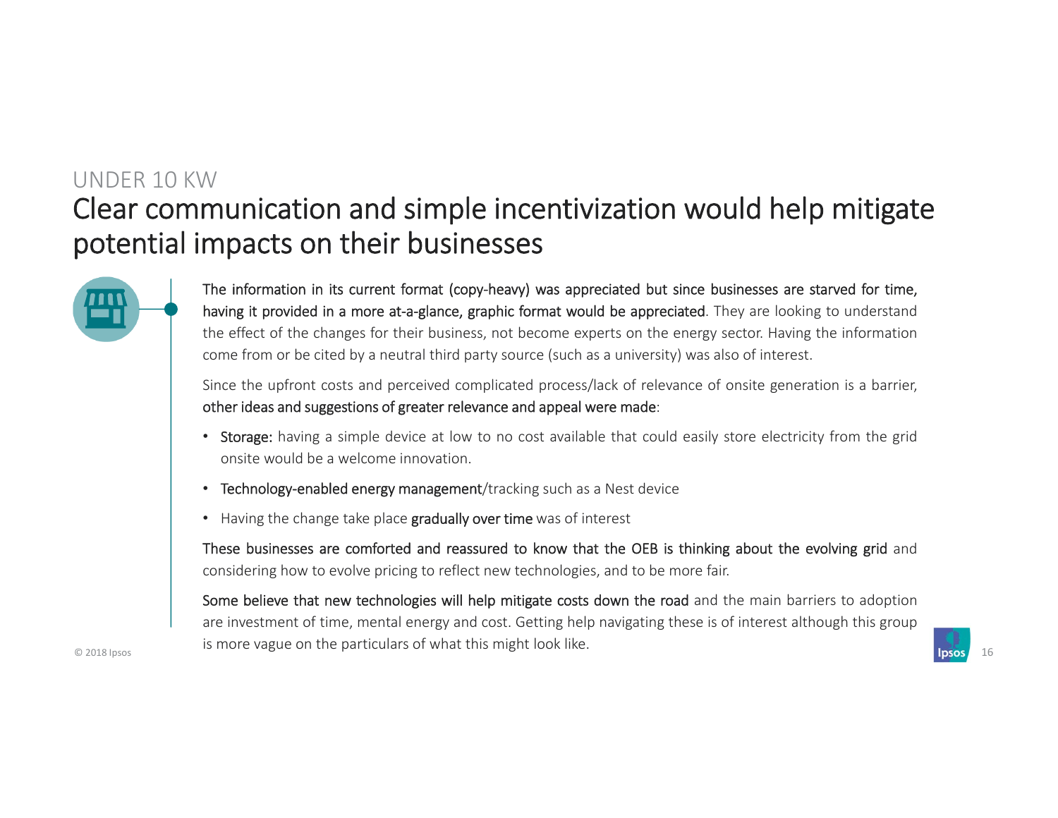UNDER 10 KW

# Clear communication and simple incentivization would help mitigate potential impacts on their businesses

**The information in its current format (copy-heavy) was appreciated but since businesses are starved for time, having it provided in a more at-a-glance, graphic format would be appreciated**. They are looking to understand the effect of the changes for their business, not become experts on the energy sector. Having the information come from or be cited by a neutral third party source (such as a university) was also of interest.

Since the upfront costs and perceived complicated process/lack of relevance of onsite generation is a barrier, **other ideas and suggestions of greater relevance and appeal were made**:

- **Storage:** having a simple device at low to no cost available that could easily store electricity from the grid onsite would be a welcome innovation.
- **Technology-enabled energy management**/tracking such as a Nest device
- Having the change take place **gradually over time** was of interest

**These businesses are comforted and reassured to know that the OEB is thinking about the evolving grid** and considering how to evolve pricing to reflect new technologies, and to be more fair.

**Some believe that new technologies will help mitigate costs down the road** and the main barriers to adoption are investment of time, mental energy and cost. Getting help navigating these is of interest although this group is more vague on the particulars of what this might look like.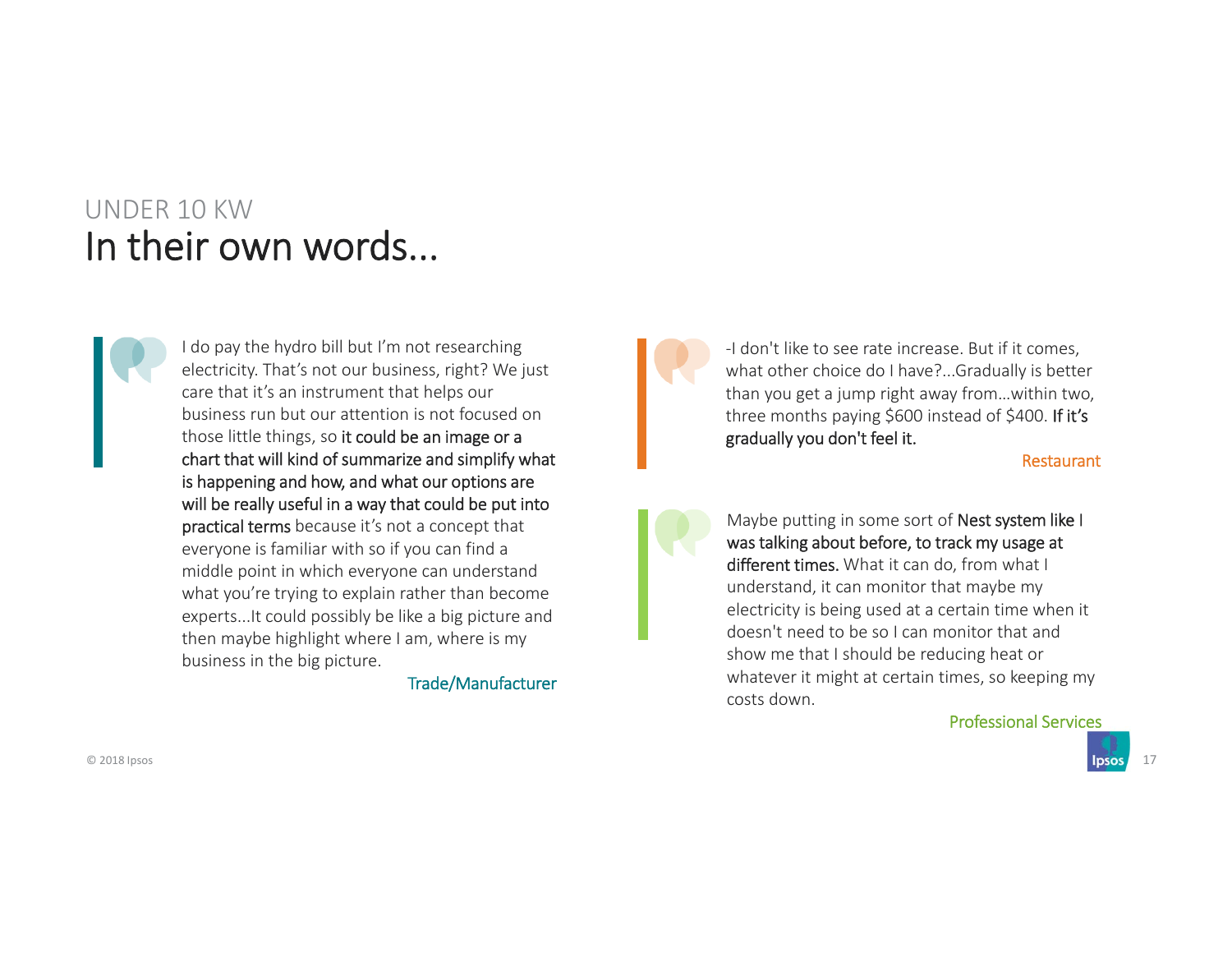UNDER 10 KW

# In their own words…

> I do pay the hydro bill but I'm not researching electricity. That's not our business, right? We just care that it's an instrument that helps our business run but our attention is not focused on those little things, so **it could be an image or a chart that will kind of summarize and simplify what is happening and how, and what our options are will be really useful in a way that could be put into practical terms** because it's not a concept that everyone is familiar with so if you can find a middle point in which everyone can understand what you're trying to explain rather than become experts…It could possibly be like a big picture and then maybe highlight where I am, where is my business in the big picture.
>
> Trade/Manufacturer

> -I don't like to see rate increase. But if it comes, what other choice do I have?...Gradually is better than you get a jump right away from…within two, three months paying $600 instead of $400. **If it's gradually you don't feel it.**
>
> Restaurant

> Maybe putting in some sort of **Nest system like I was talking about before, to track my usage at different times.** What it can do, from what I understand, it can monitor that maybe my electricity is being used at a certain time when it doesn't need to be so I can monitor that and show me that I should be reducing heat or whatever it might at certain times, so keeping my costs down.
>
> Professional Services

© 2018 Ipsos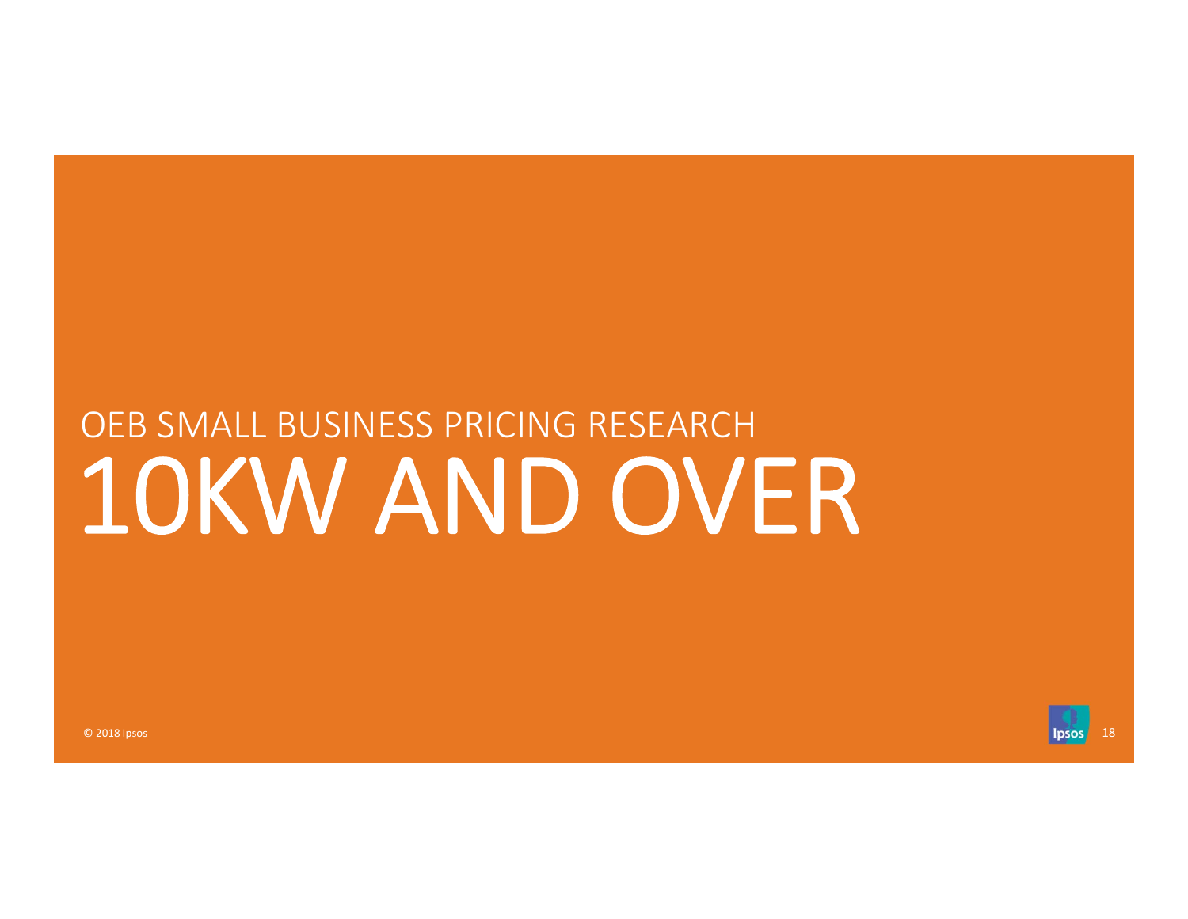OEB SMALL BUSINESS PRICING RESEARCH

# 10KW AND OVER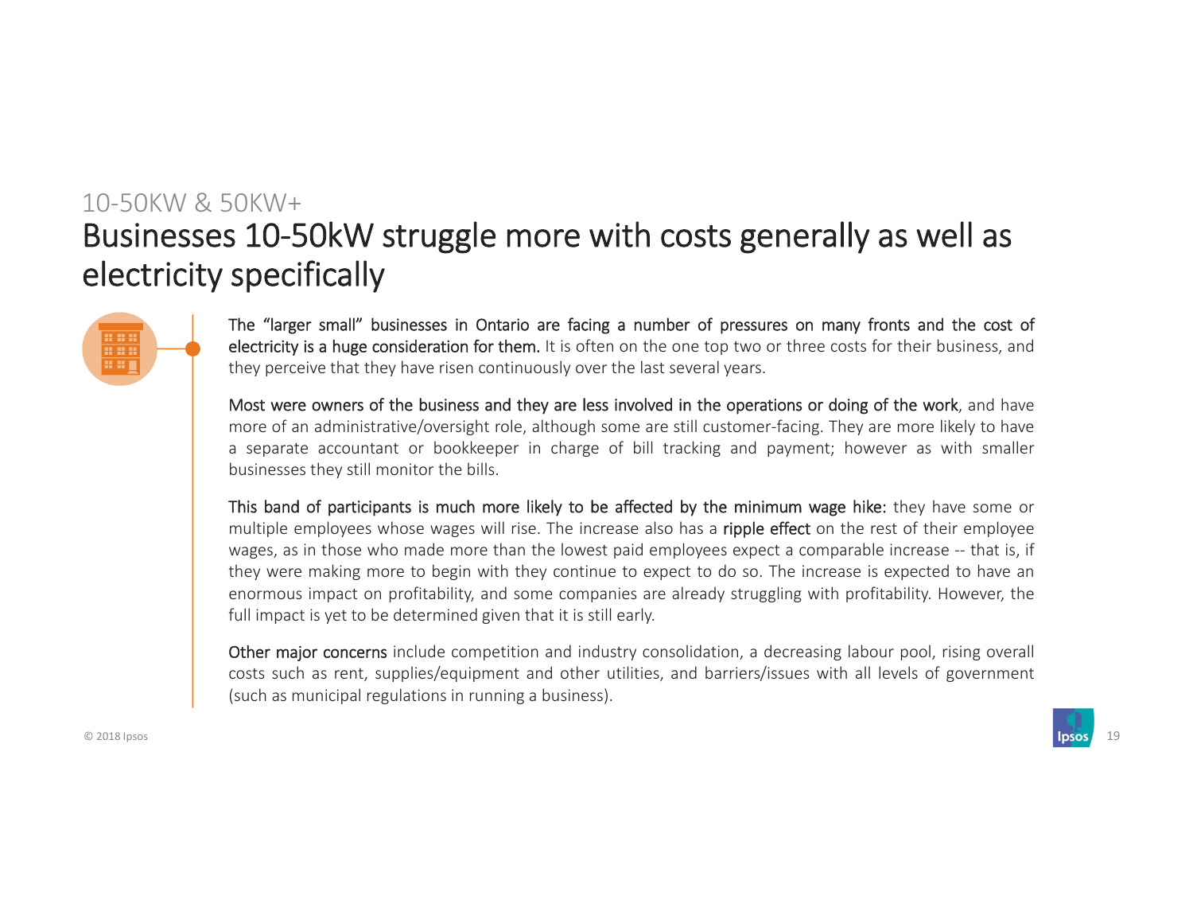10-50KW & 50KW+

# Businesses 10-50kW struggle more with costs generally as well as electricity specifically

**The "larger small" businesses in Ontario are facing a number of pressures on many fronts and the cost of electricity is a huge consideration for them.** It is often on the one top two or three costs for their business, and they perceive that they have risen continuously over the last several years.

**Most were owners of the business and they are less involved in the operations or doing of the work**, and have more of an administrative/oversight role, although some are still customer-facing. They are more likely to have a separate accountant or bookkeeper in charge of bill tracking and payment; however as with smaller businesses they still monitor the bills.

**This band of participants is much more likely to be affected by the minimum wage hike:** they have some or multiple employees whose wages will rise. The increase also has a **ripple effect** on the rest of their employee wages, as in those who made more than the lowest paid employees expect a comparable increase -- that is, if they were making more to begin with they continue to expect to do so. The increase is expected to have an enormous impact on profitability, and some companies are already struggling with profitability. However, the full impact is yet to be determined given that it is still early.

**Other major concerns** include competition and industry consolidation, a decreasing labour pool, rising overall costs such as rent, supplies/equipment and other utilities, and barriers/issues with all levels of government (such as municipal regulations in running a business).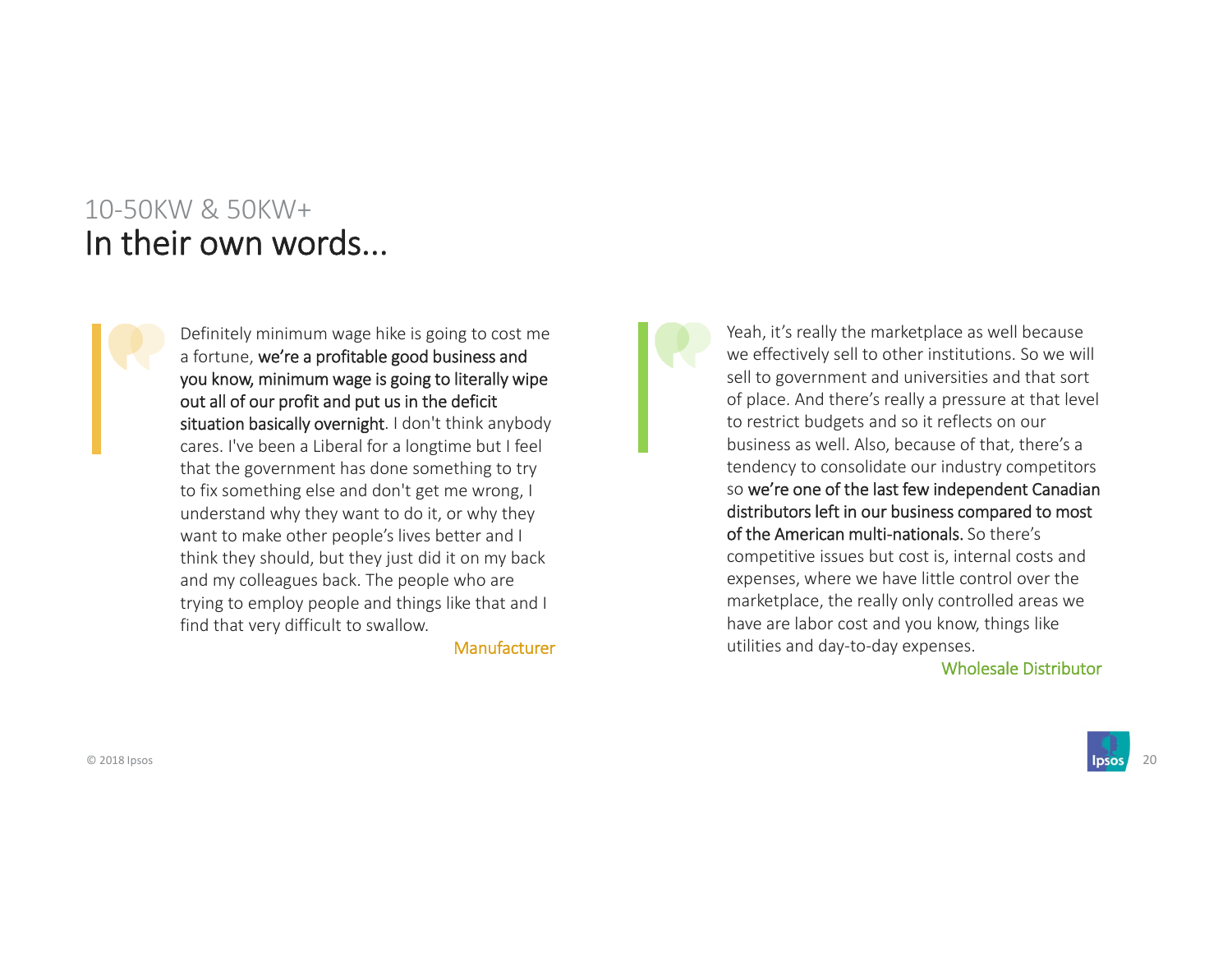10-50KW & 50KW+

# In their own words…

Definitely minimum wage hike is going to cost me a fortune, **we're a profitable good business and you know, minimum wage is going to literally wipe out all of our profit and put us in the deficit situation basically overnight**. I don't think anybody cares. I've been a Liberal for a longtime but I feel that the government has done something to try to fix something else and don't get me wrong, I understand why they want to do it, or why they want to make other people's lives better and I think they should, but they just did it on my back and my colleagues back. The people who are trying to employ people and things like that and I find that very difficult to swallow.

Manufacturer

Yeah, it's really the marketplace as well because we effectively sell to other institutions. So we will sell to government and universities and that sort of place. And there's really a pressure at that level to restrict budgets and so it reflects on our business as well. Also, because of that, there's a tendency to consolidate our industry competitors so **we're one of the last few independent Canadian distributors left in our business compared to most of the American multi-nationals.** So there's competitive issues but cost is, internal costs and expenses, where we have little control over the marketplace, the really only controlled areas we have are labor cost and you know, things like utilities and day-to-day expenses.

Wholesale Distributor

© 2018 Ipsos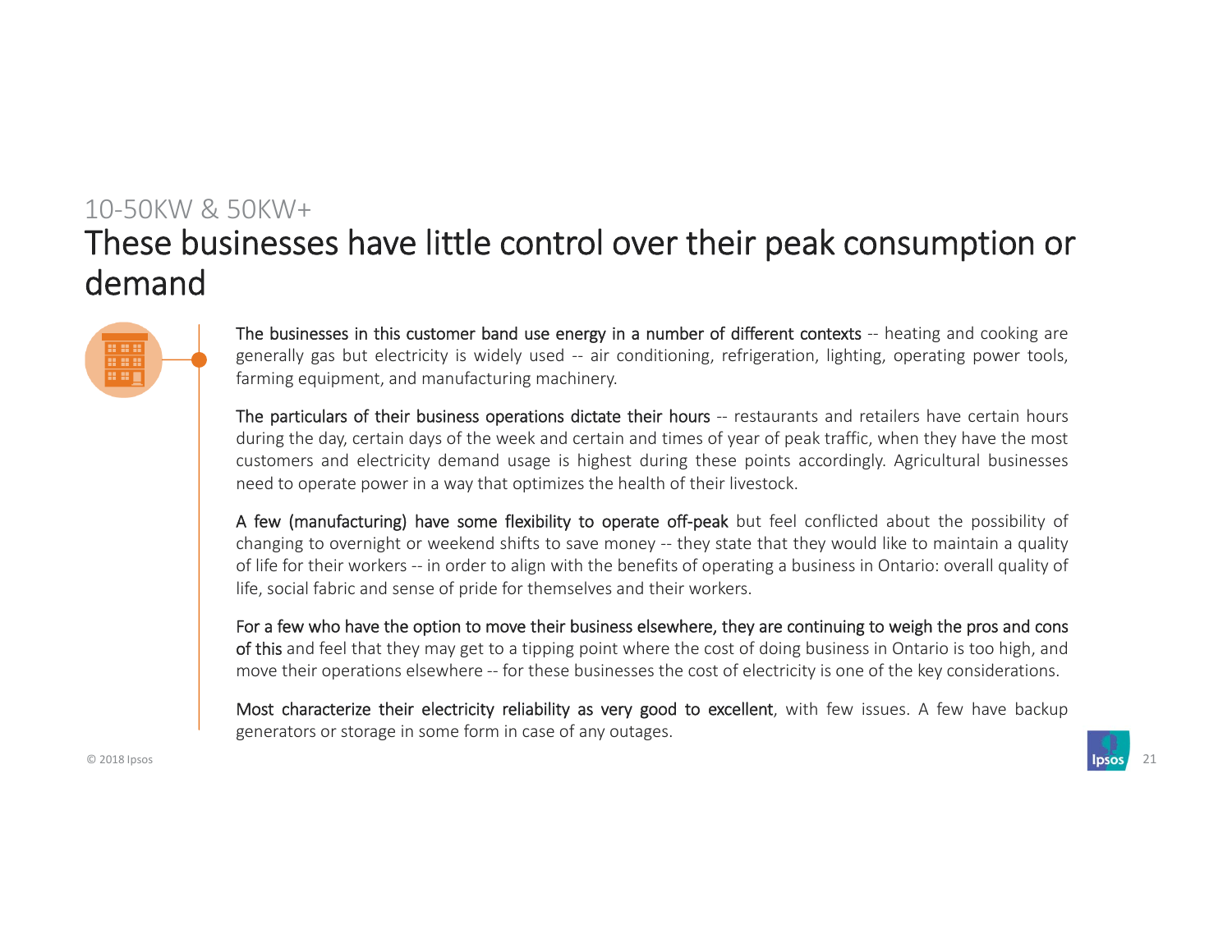10-50KW & 50KW+

# These businesses have little control over their peak consumption or demand

**The businesses in this customer band use energy in a number of different contexts** -- heating and cooking are generally gas but electricity is widely used -- air conditioning, refrigeration, lighting, operating power tools, farming equipment, and manufacturing machinery.

**The particulars of their business operations dictate their hours** -- restaurants and retailers have certain hours during the day, certain days of the week and certain and times of year of peak traffic, when they have the most customers and electricity demand usage is highest during these points accordingly. Agricultural businesses need to operate power in a way that optimizes the health of their livestock.

**A few (manufacturing) have some flexibility to operate off-peak** but feel conflicted about the possibility of changing to overnight or weekend shifts to save money -- they state that they would like to maintain a quality of life for their workers -- in order to align with the benefits of operating a business in Ontario: overall quality of life, social fabric and sense of pride for themselves and their workers.

**For a few who have the option to move their business elsewhere, they are continuing to weigh the pros and cons of this** and feel that they may get to a tipping point where the cost of doing business in Ontario is too high, and move their operations elsewhere -- for these businesses the cost of electricity is one of the key considerations.

**Most characterize their electricity reliability as very good to excellent**, with few issues. A few have backup generators or storage in some form in case of any outages.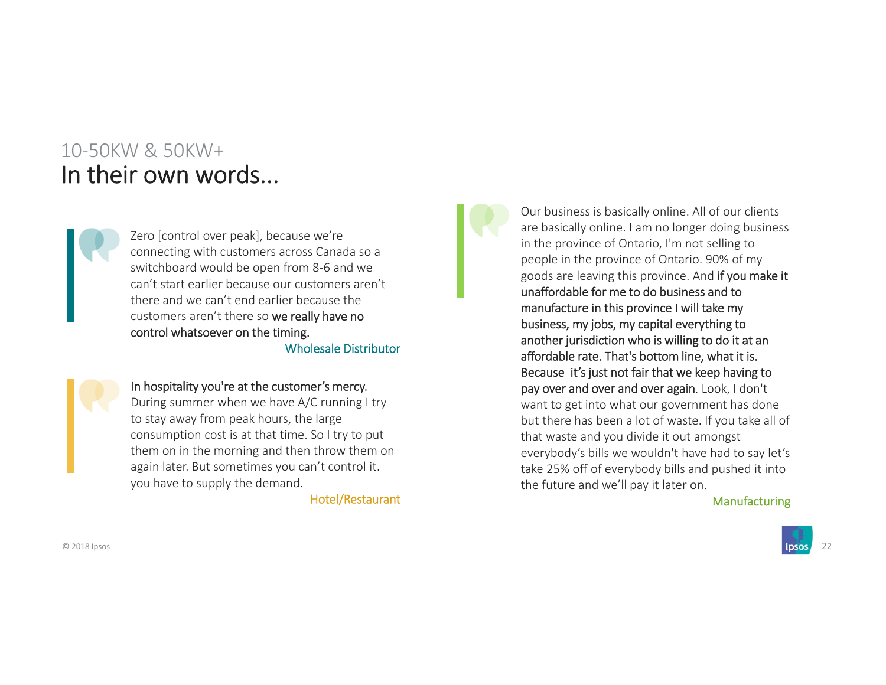10-50KW & 50KW+

# In their own words…

> Zero [control over peak], because we're connecting with customers across Canada so a switchboard would be open from 8-6 and we can't start earlier because our customers aren't there and we can't end earlier because the customers aren't there so **we really have no control whatsoever on the timing.**
>
> Wholesale Distributor

> **In hospitality you're at the customer's mercy.** During summer when we have A/C running I try to stay away from peak hours, the large consumption cost is at that time. So I try to put them on in the morning and then throw them on again later. But sometimes you can't control it. you have to supply the demand.
>
> Hotel/Restaurant

> Our business is basically online. All of our clients are basically online. I am no longer doing business in the province of Ontario, I'm not selling to people in the province of Ontario. 90% of my goods are leaving this province. And **if you make it unaffordable for me to do business and to manufacture in this province I will take my business, my jobs, my capital everything to another jurisdiction who is willing to do it at an affordable rate. That's bottom line, what it is. Because it's just not fair that we keep having to pay over and over and over again**. Look, I don't want to get into what our government has done but there has been a lot of waste. If you take all of that waste and you divide it out amongst everybody's bills we wouldn't have had to say let's take 25% off of everybody bills and pushed it into the future and we'll pay it later on.
>
> Manufacturing

© 2018 Ipsos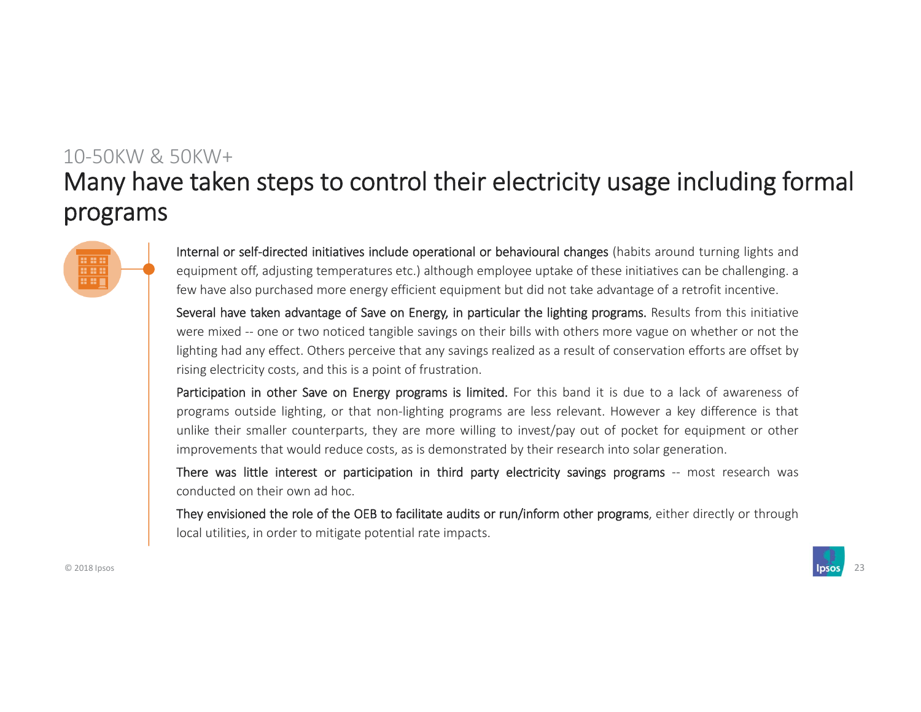10-50KW & 50KW+

# Many have taken steps to control their electricity usage including formal programs

**Internal or self-directed initiatives include operational or behavioural changes** (habits around turning lights and equipment off, adjusting temperatures etc.) although employee uptake of these initiatives can be challenging. a few have also purchased more energy efficient equipment but did not take advantage of a retrofit incentive.

**Several have taken advantage of Save on Energy, in particular the lighting programs.** Results from this initiative were mixed -- one or two noticed tangible savings on their bills with others more vague on whether or not the lighting had any effect. Others perceive that any savings realized as a result of conservation efforts are offset by rising electricity costs, and this is a point of frustration.

**Participation in other Save on Energy programs is limited.** For this band it is due to a lack of awareness of programs outside lighting, or that non-lighting programs are less relevant. However a key difference is that unlike their smaller counterparts, they are more willing to invest/pay out of pocket for equipment or other improvements that would reduce costs, as is demonstrated by their research into solar generation.

**There was little interest or participation in third party electricity savings programs** -- most research was conducted on their own ad hoc.

**They envisioned the role of the OEB to facilitate audits or run/inform other programs**, either directly or through local utilities, in order to mitigate potential rate impacts.

© 2018 Ipsos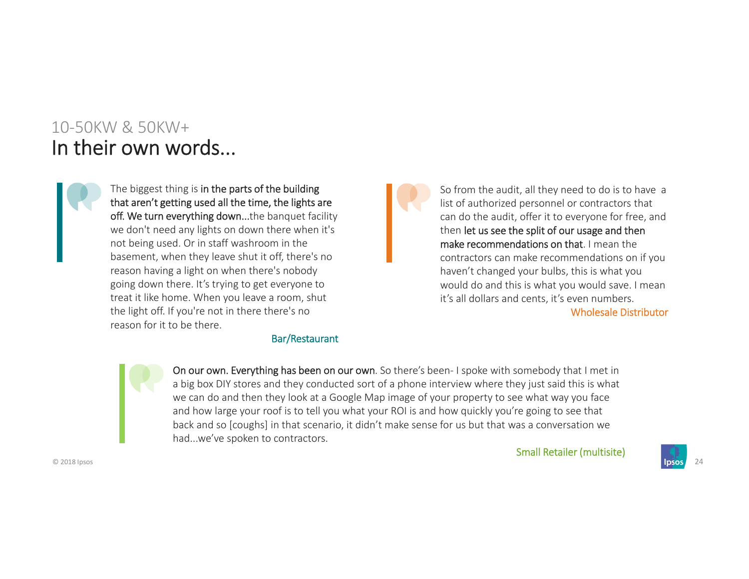10-50KW & 50KW+

# In their own words…

> The biggest thing is **in the parts of the building that aren't getting used all the time, the lights are off. We turn everything down…**the banquet facility we don't need any lights on down there when it's not being used. Or in staff washroom in the basement, when they leave shut it off, there's no reason having a light on when there's nobody going down there. It's trying to get everyone to treat it like home. When you leave a room, shut the light off. If you're not in there there's no reason for it to be there.
>
> Bar/Restaurant

> So from the audit, all they need to do is to have a list of authorized personnel or contractors that can do the audit, offer it to everyone for free, and then **let us see the split of our usage and then make recommendations on that**. I mean the contractors can make recommendations on if you haven't changed your bulbs, this is what you would do and this is what you would save. I mean it's all dollars and cents, it's even numbers.
>
> Wholesale Distributor

> **On our own. Everything has been on our own**. So there's been- I spoke with somebody that I met in a big box DIY stores and they conducted sort of a phone interview where they just said this is what we can do and then they look at a Google Map image of your property to see what way you face and how large your roof is to tell you what your ROI is and how quickly you're going to see that back and so [coughs] in that scenario, it didn't make sense for us but that was a conversation we had…we've spoken to contractors.
>
> Small Retailer (multisite)

© 2018 Ipsos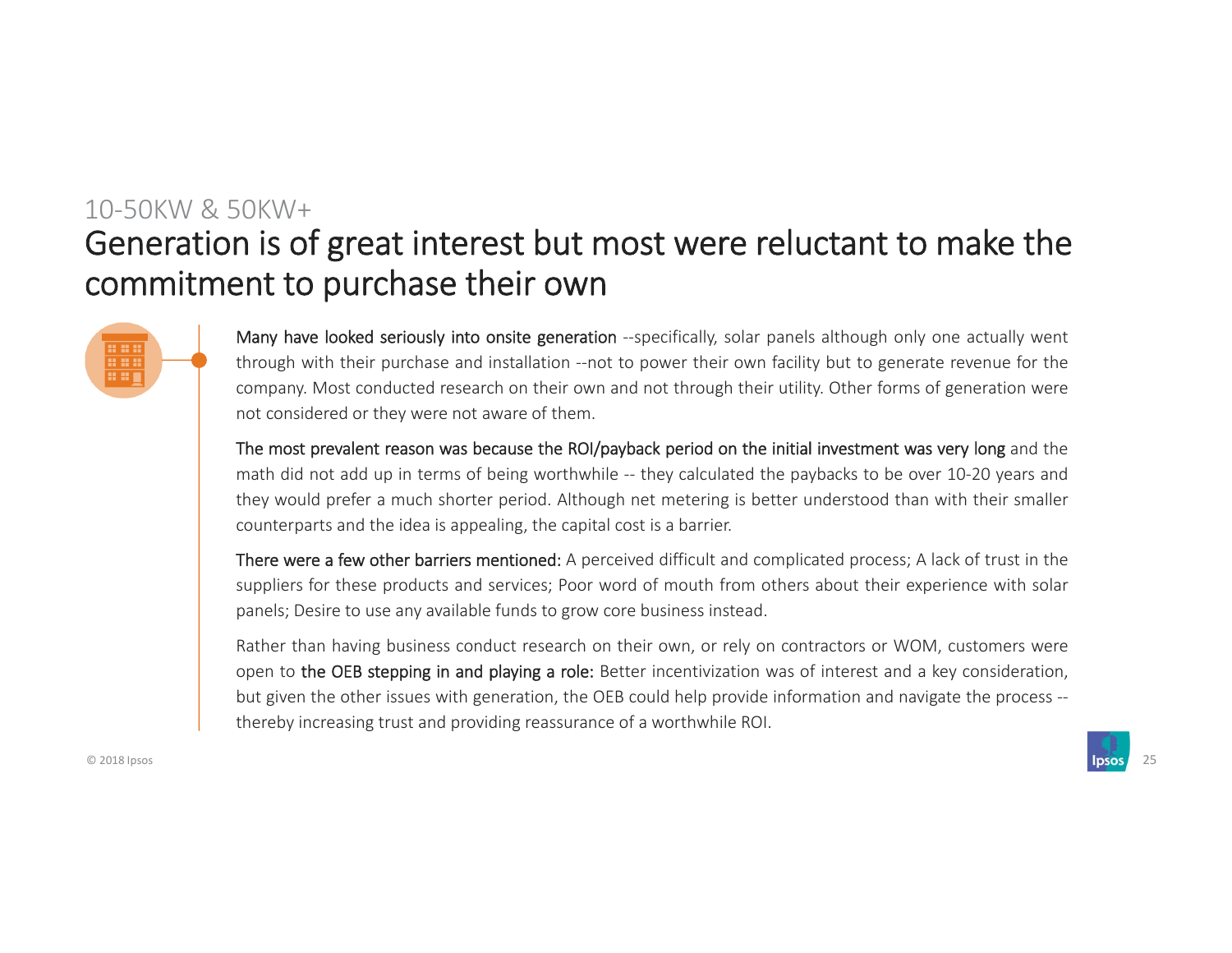10-50KW & 50KW+

# Generation is of great interest but most were reluctant to make the commitment to purchase their own

**Many have looked seriously into onsite generation** --specifically, solar panels although only one actually went through with their purchase and installation --not to power their own facility but to generate revenue for the company. Most conducted research on their own and not through their utility. Other forms of generation were not considered or they were not aware of them.

**The most prevalent reason was because the ROI/payback period on the initial investment was very long** and the math did not add up in terms of being worthwhile -- they calculated the paybacks to be over 10-20 years and they would prefer a much shorter period. Although net metering is better understood than with their smaller counterparts and the idea is appealing, the capital cost is a barrier.

**There were a few other barriers mentioned:** A perceived difficult and complicated process; A lack of trust in the suppliers for these products and services; Poor word of mouth from others about their experience with solar panels; Desire to use any available funds to grow core business instead.

Rather than having business conduct research on their own, or rely on contractors or WOM, customers were open to **the OEB stepping in and playing a role:** Better incentivization was of interest and a key consideration, but given the other issues with generation, the OEB could help provide information and navigate the process -- thereby increasing trust and providing reassurance of a worthwhile ROI.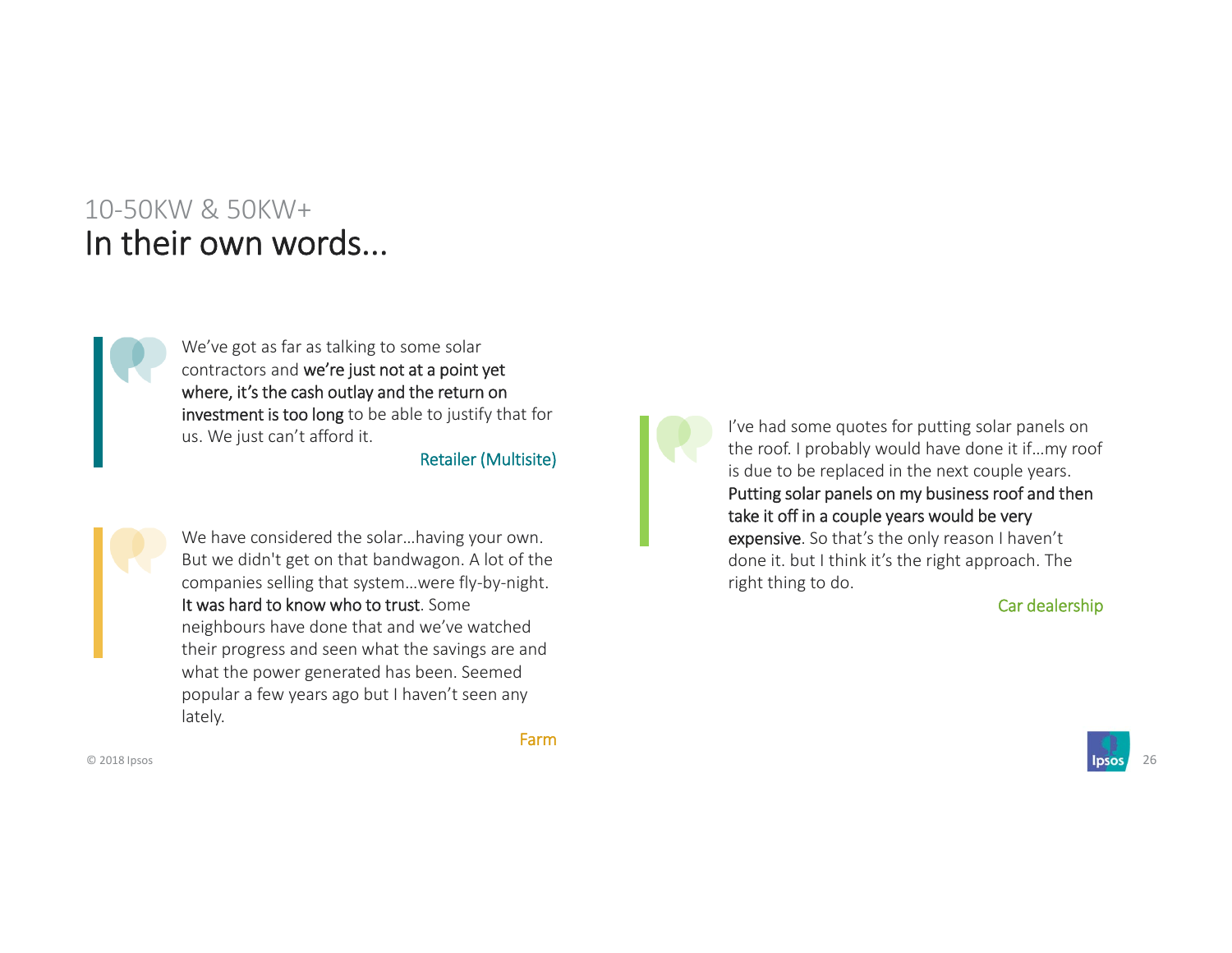10-50KW & 50KW+

# In their own words...

> We've got as far as talking to some solar contractors and **we're just not at a point yet where, it's the cash outlay and the return on investment is too long** to be able to justify that for us. We just can't afford it.
>
> Retailer (Multisite)

> We have considered the solar…having your own. But we didn't get on that bandwagon. A lot of the companies selling that system…were fly-by-night. **It was hard to know who to trust**. Some neighbours have done that and we've watched their progress and seen what the savings are and what the power generated has been. Seemed popular a few years ago but I haven't seen any lately.
>
> Farm

> I've had some quotes for putting solar panels on the roof. I probably would have done it if…my roof is due to be replaced in the next couple years. **Putting solar panels on my business roof and then take it off in a couple years would be very expensive**. So that's the only reason I haven't done it. but I think it's the right approach. The right thing to do.
>
> Car dealership

© 2018 Ipsos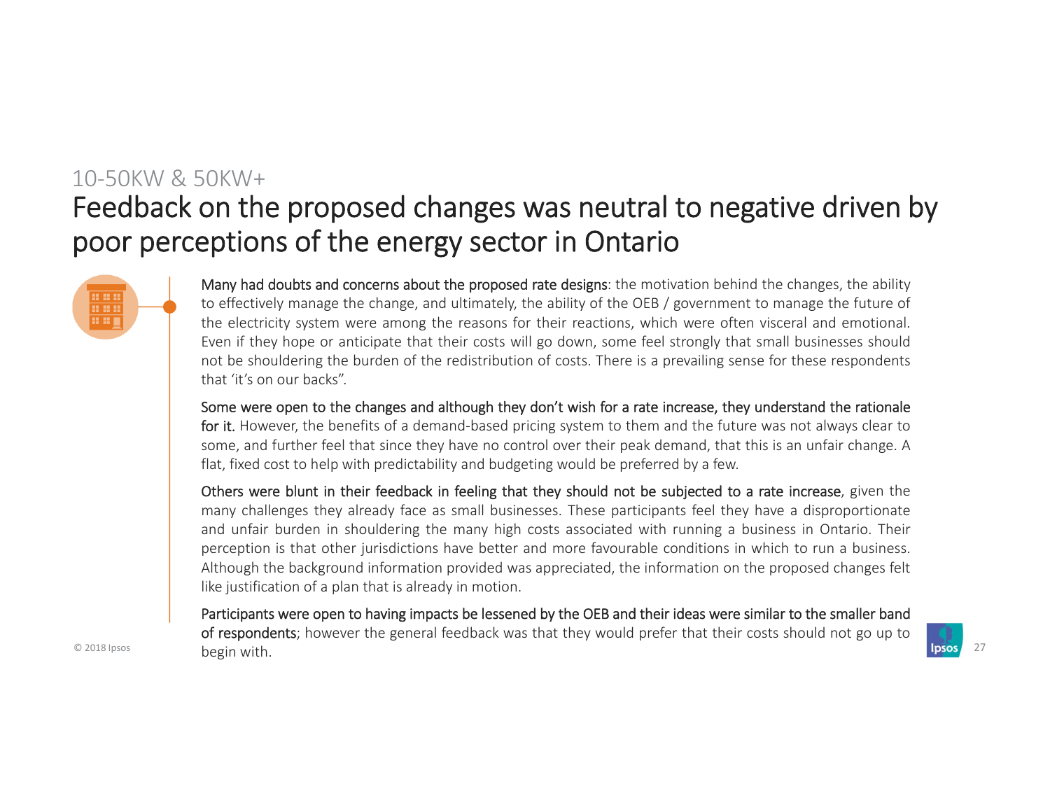10-50KW & 50KW+

# Feedback on the proposed changes was neutral to negative driven by poor perceptions of the energy sector in Ontario

**Many had doubts and concerns about the proposed rate designs**: the motivation behind the changes, the ability to effectively manage the change, and ultimately, the ability of the OEB / government to manage the future of the electricity system were among the reasons for their reactions, which were often visceral and emotional. Even if they hope or anticipate that their costs will go down, some feel strongly that small businesses should not be shouldering the burden of the redistribution of costs. There is a prevailing sense for these respondents that 'it's on our backs".

**Some were open to the changes and although they don't wish for a rate increase, they understand the rationale for it.** However, the benefits of a demand-based pricing system to them and the future was not always clear to some, and further feel that since they have no control over their peak demand, that this is an unfair change. A flat, fixed cost to help with predictability and budgeting would be preferred by a few.

**Others were blunt in their feedback in feeling that they should not be subjected to a rate increase**, given the many challenges they already face as small businesses. These participants feel they have a disproportionate and unfair burden in shouldering the many high costs associated with running a business in Ontario. Their perception is that other jurisdictions have better and more favourable conditions in which to run a business. Although the background information provided was appreciated, the information on the proposed changes felt like justification of a plan that is already in motion.

**Participants were open to having impacts be lessened by the OEB and their ideas were similar to the smaller band of respondents**; however the general feedback was that they would prefer that their costs should not go up to begin with.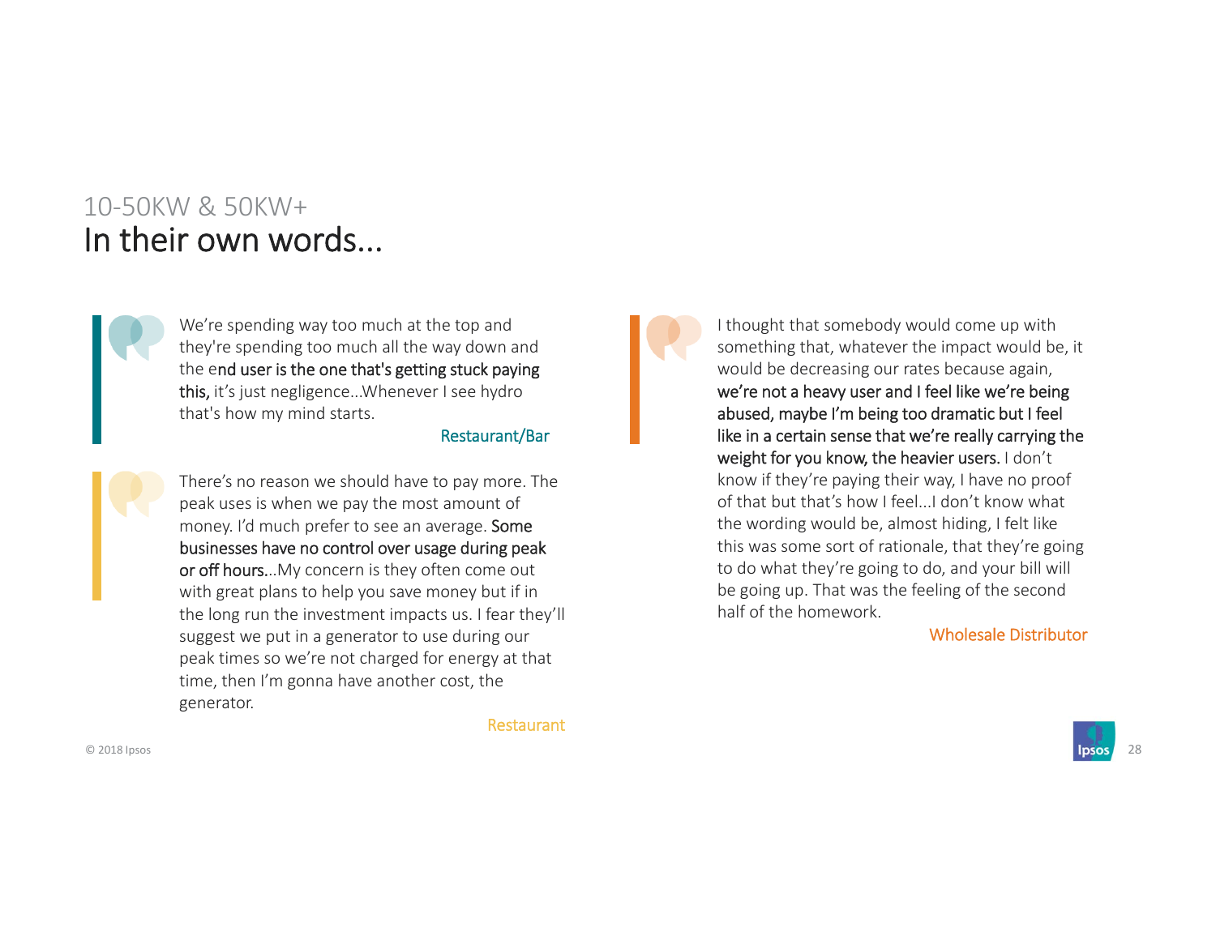10-50KW & 50KW+

# In their own words…

> We're spending way too much at the top and they're spending too much all the way down and the e**nd user is the one that's getting stuck paying this,** it's just negligence...Whenever I see hydro that's how my mind starts.
>
> Restaurant/Bar

> There's no reason we should have to pay more. The peak uses is when we pay the most amount of money. I'd much prefer to see an average. **Some businesses have no control over usage during peak or off hours**...My concern is they often come out with great plans to help you save money but if in the long run the investment impacts us. I fear they'll suggest we put in a generator to use during our peak times so we're not charged for energy at that time, then I'm gonna have another cost, the generator.
>
> Restaurant

> I thought that somebody would come up with something that, whatever the impact would be, it would be decreasing our rates because again, **we're not a heavy user and I feel like we're being abused, maybe I'm being too dramatic but I feel like in a certain sense that we're really carrying the weight for you know, the heavier users.** I don't know if they're paying their way, I have no proof of that but that's how I feel...I don't know what the wording would be, almost hiding, I felt like this was some sort of rationale, that they're going to do what they're going to do, and your bill will be going up. That was the feeling of the second half of the homework.
>
> Wholesale Distributor

© 2018 Ipsos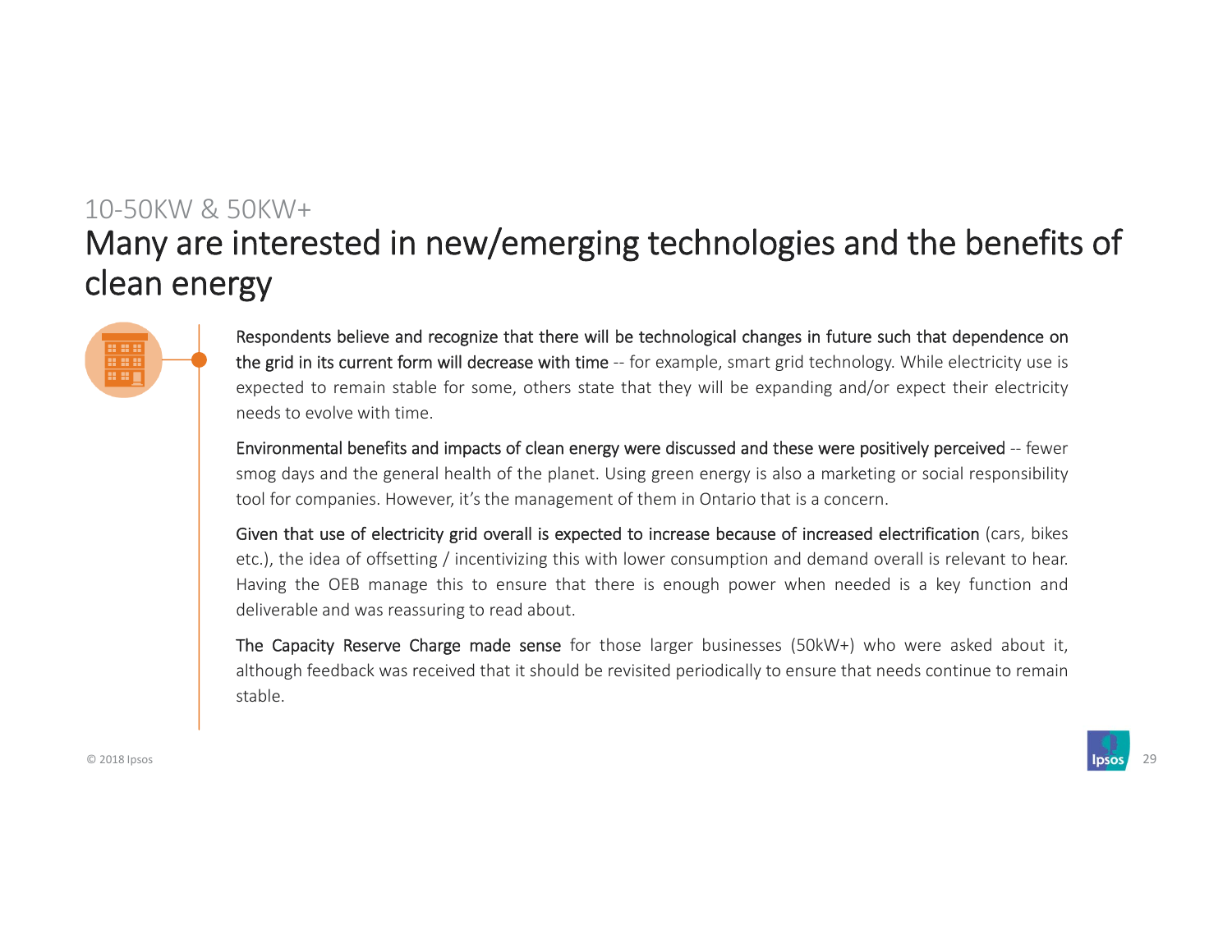10-50KW & 50KW+

# Many are interested in new/emerging technologies and the benefits of clean energy

**Respondents believe and recognize that there will be technological changes in future such that dependence on the grid in its current form will decrease with time** -- for example, smart grid technology. While electricity use is expected to remain stable for some, others state that they will be expanding and/or expect their electricity needs to evolve with time.

**Environmental benefits and impacts of clean energy were discussed and these were positively perceived** -- fewer smog days and the general health of the planet. Using green energy is also a marketing or social responsibility tool for companies. However, it's the management of them in Ontario that is a concern.

**Given that use of electricity grid overall is expected to increase because of increased electrification** (cars, bikes etc.), the idea of offsetting / incentivizing this with lower consumption and demand overall is relevant to hear. Having the OEB manage this to ensure that there is enough power when needed is a key function and deliverable and was reassuring to read about.

**The Capacity Reserve Charge made sense** for those larger businesses (50kW+) who were asked about it, although feedback was received that it should be revisited periodically to ensure that needs continue to remain stable.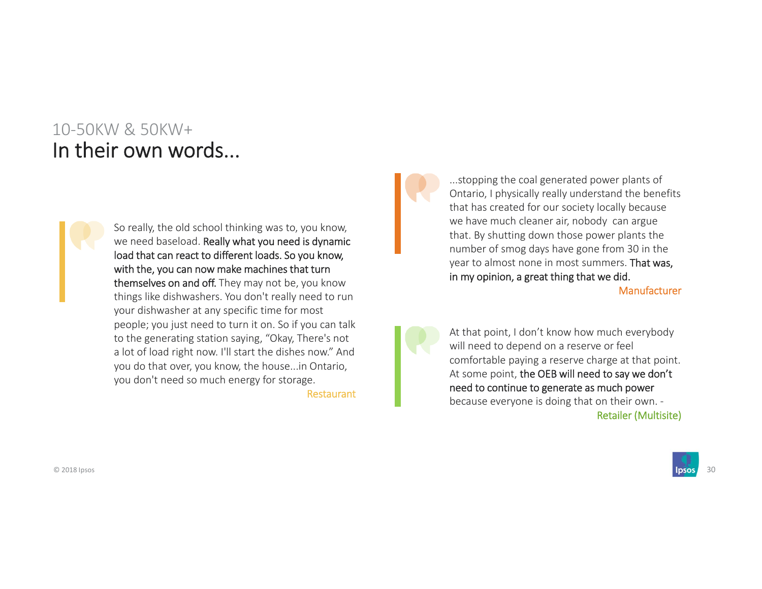10-50KW & 50KW+

# In their own words...

> So really, the old school thinking was to, you know, we need baseload. **Really what you need is dynamic load that can react to different loads. So you know, with the, you can now make machines that turn themselves on and off.** They may not be, you know things like dishwashers. You don't really need to run your dishwasher at any specific time for most people; you just need to turn it on. So if you can talk to the generating station saying, "Okay, There's not a lot of load right now. I'll start the dishes now." And you do that over, you know, the house...in Ontario, you don't need so much energy for storage.
>
> Restaurant

> ...stopping the coal generated power plants of Ontario, I physically really understand the benefits that has created for our society locally because we have much cleaner air, nobody can argue that. By shutting down those power plants the number of smog days have gone from 30 in the year to almost none in most summers. **That was, in my opinion, a great thing that we did.**
>
> Manufacturer

> At that point, I don't know how much everybody will need to depend on a reserve or feel comfortable paying a reserve charge at that point. At some point, **the OEB will need to say we don't need to continue to generate as much power** because everyone is doing that on their own. -
>
> Retailer (Multisite)

© 2018 Ipsos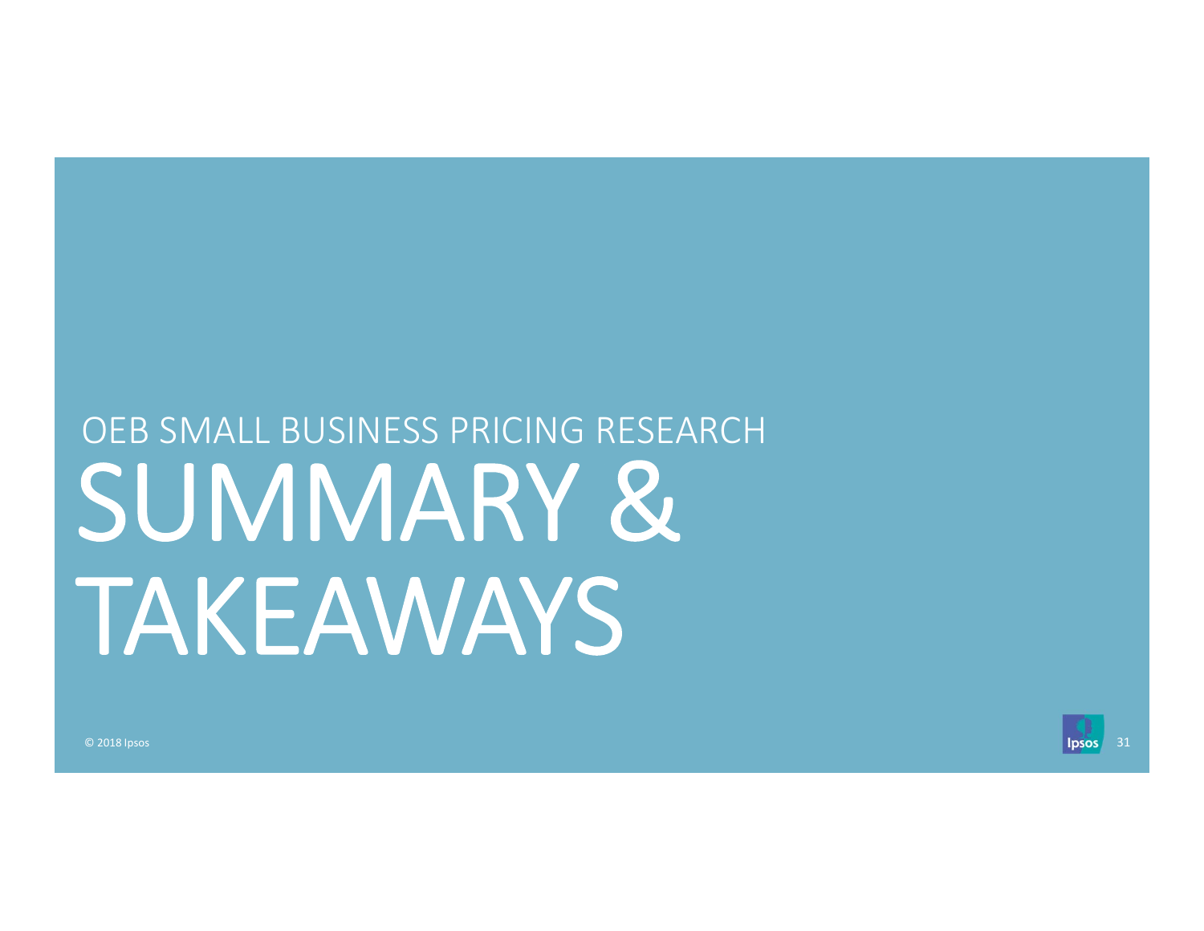OEB SMALL BUSINESS PRICING RESEARCH

# SUMMARY & TAKEAWAYS

© 2018 Ipsos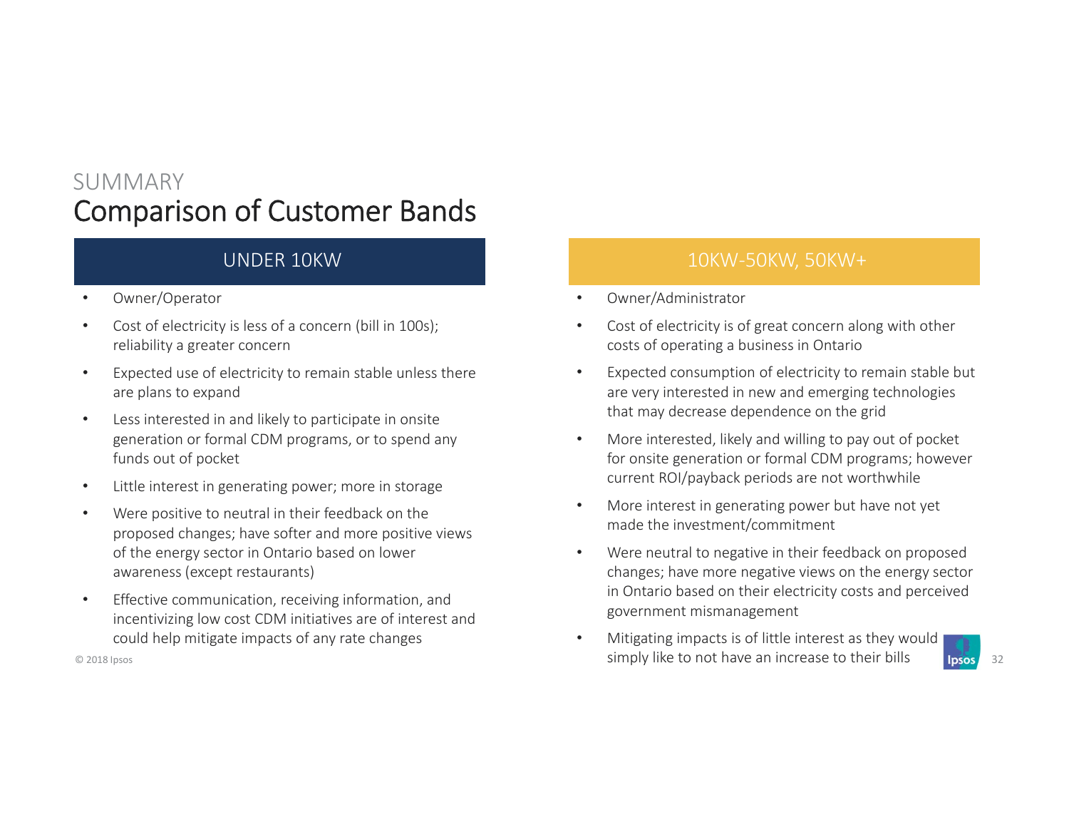SUMMARY

# Comparison of Customer Bands

## UNDER 10KW

- Owner/Operator
- Cost of electricity is less of a concern (bill in 100s); reliability a greater concern
- Expected use of electricity to remain stable unless there are plans to expand
- Less interested in and likely to participate in onsite generation or formal CDM programs, or to spend any funds out of pocket
- Little interest in generating power; more in storage
- Were positive to neutral in their feedback on the proposed changes; have softer and more positive views of the energy sector in Ontario based on lower awareness (except restaurants)
- Effective communication, receiving information, and incentivizing low cost CDM initiatives are of interest and could help mitigate impacts of any rate changes

## 10KW-50KW, 50KW+

- Owner/Administrator
- Cost of electricity is of great concern along with other costs of operating a business in Ontario
- Expected consumption of electricity to remain stable but are very interested in new and emerging technologies that may decrease dependence on the grid
- More interested, likely and willing to pay out of pocket for onsite generation or formal CDM programs; however current ROI/payback periods are not worthwhile
- More interest in generating power but have not yet made the investment/commitment
- Were neutral to negative in their feedback on proposed changes; have more negative views on the energy sector in Ontario based on their electricity costs and perceived government mismanagement
- Mitigating impacts is of little interest as they would simply like to not have an increase to their bills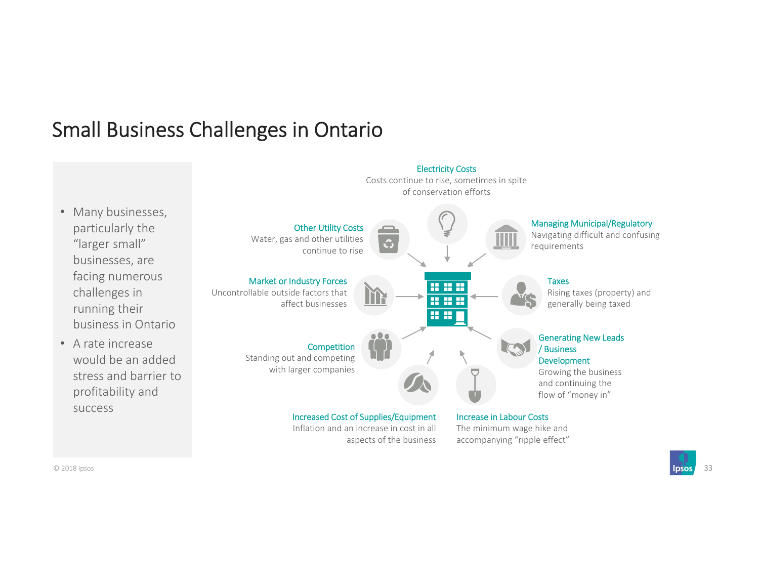# Small Business Challenges in Ontario

- Many businesses, particularly the "larger small" businesses, are facing numerous challenges in running their business in Ontario
- A rate increase would be an added stress and barrier to profitability and success

**Electricity Costs**
Costs continue to rise, sometimes in spite of conservation efforts

**Other Utility Costs**
Water, gas and other utilities continue to rise

**Managing Municipal/Regulatory**
Navigating difficult and confusing requirements

**Market or Industry Forces**
Uncontrollable outside factors that affect businesses

**Taxes**
Rising taxes (property) and generally being taxed

**Competition**
Standing out and competing with larger companies

**Generating New Leads / Business Development**
Growing the business and continuing the flow of "money in"

**Increased Cost of Supplies/Equipment**
Inflation and an increase in cost in all aspects of the business

**Increase in Labour Costs**
The minimum wage hike and accompanying "ripple effect"

© 2018 Ipsos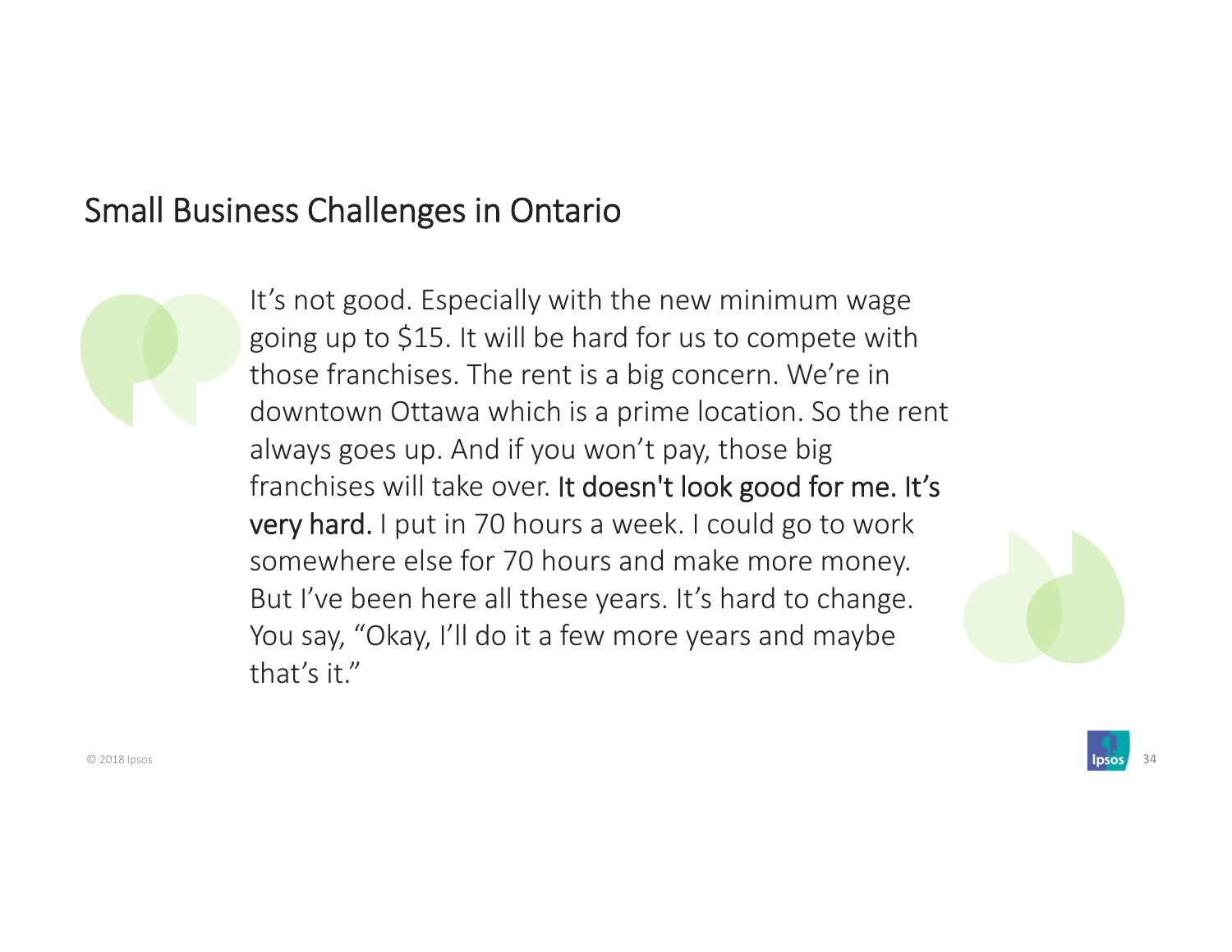## Small Business Challenges in Ontario

It's not good. Especially with the new minimum wage going up to $15. It will be hard for us to compete with those franchises. The rent is a big concern. We're in downtown Ottawa which is a prime location. So the rent always goes up. And if you won't pay, those big franchises will take over. It doesn't look good for me. It's very hard. I put in 70 hours a week. I could go to work somewhere else for 70 hours and make more money. But I've been here all these years. It's hard to change. You say, "Okay, I'll do it a few more years and maybe that's it."

© 2018 Ipsos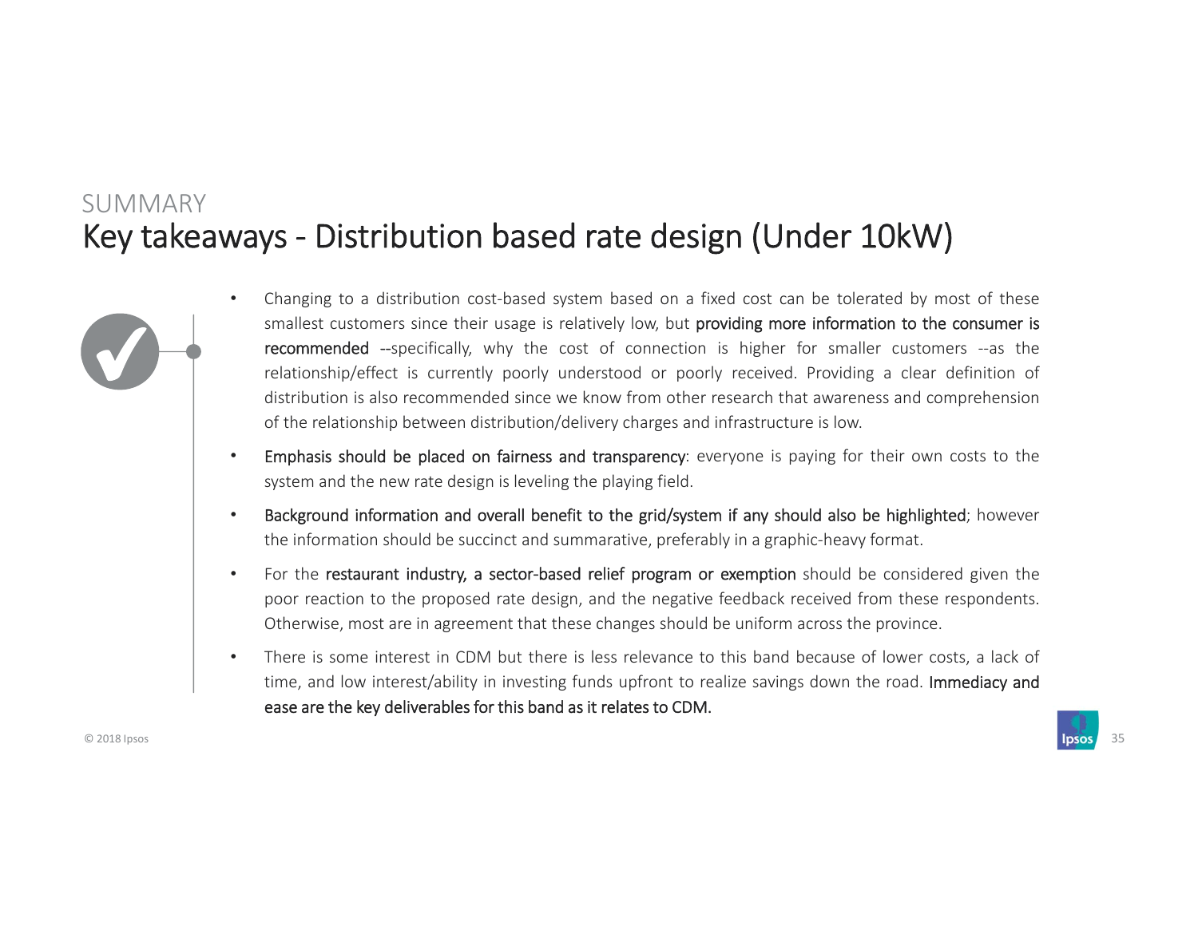SUMMARY

# Key takeaways - Distribution based rate design (Under 10kW)

- Changing to a distribution cost-based system based on a fixed cost can be tolerated by most of these smallest customers since their usage is relatively low, but **providing more information to the consumer is recommended** --specifically, why the cost of connection is higher for smaller customers --as the relationship/effect is currently poorly understood or poorly received. Providing a clear definition of distribution is also recommended since we know from other research that awareness and comprehension of the relationship between distribution/delivery charges and infrastructure is low.
- **Emphasis should be placed on fairness and transparency**: everyone is paying for their own costs to the system and the new rate design is leveling the playing field.
- **Background information and overall benefit to the grid/system if any should also be highlighted**; however the information should be succinct and summarative, preferably in a graphic-heavy format.
- For the **restaurant industry, a sector-based relief program or exemption** should be considered given the poor reaction to the proposed rate design, and the negative feedback received from these respondents. Otherwise, most are in agreement that these changes should be uniform across the province.
- There is some interest in CDM but there is less relevance to this band because of lower costs, a lack of time, and low interest/ability in investing funds upfront to realize savings down the road. **Immediacy and ease are the key deliverables for this band as it relates to CDM.**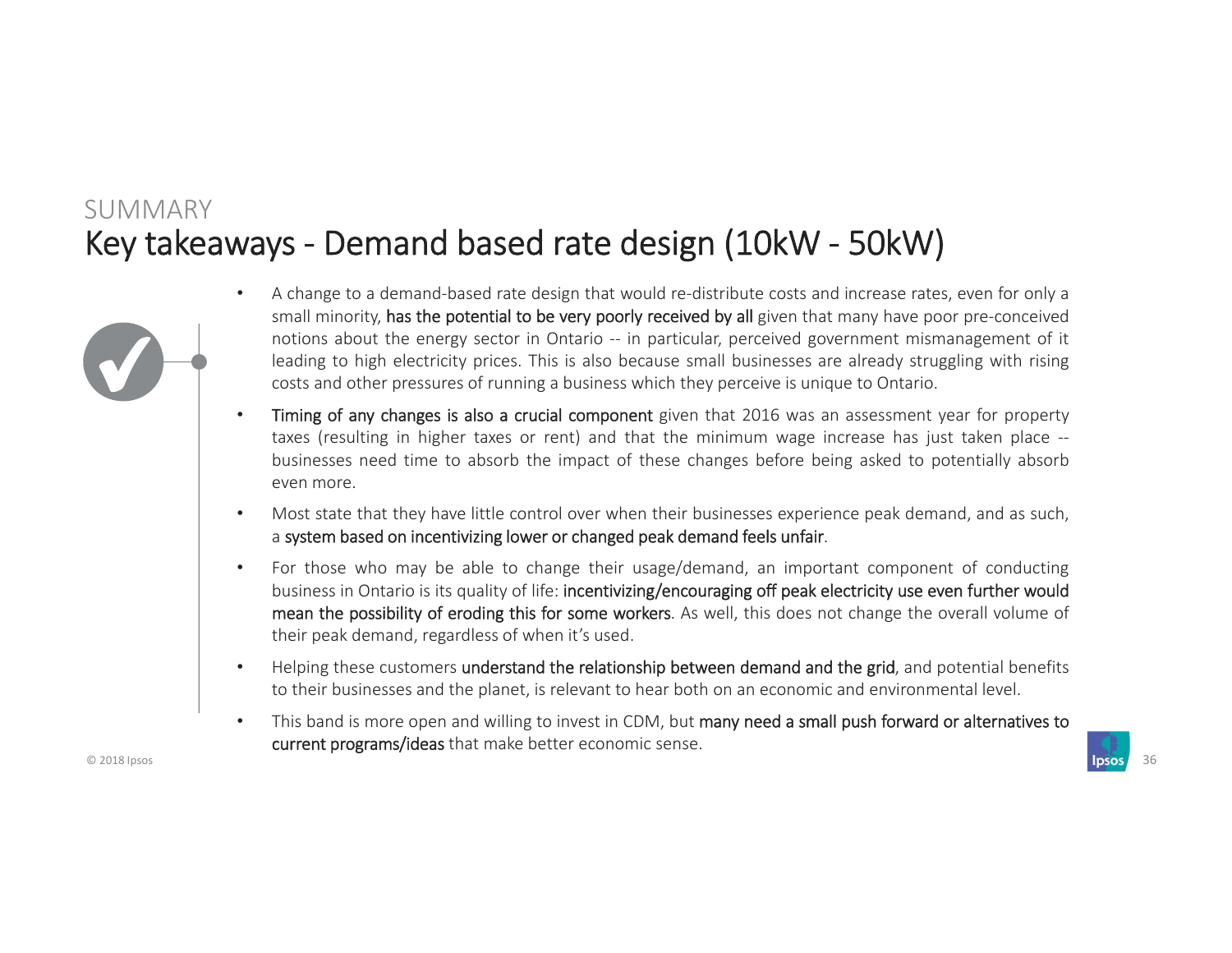SUMMARY

# Key takeaways - Demand based rate design (10kW - 50kW)

- A change to a demand-based rate design that would re-distribute costs and increase rates, even for only a small minority, **has the potential to be very poorly received by all** given that many have poor pre-conceived notions about the energy sector in Ontario -- in particular, perceived government mismanagement of it leading to high electricity prices. This is also because small businesses are already struggling with rising costs and other pressures of running a business which they perceive is unique to Ontario.
- **Timing of any changes is also a crucial component** given that 2016 was an assessment year for property taxes (resulting in higher taxes or rent) and that the minimum wage increase has just taken place -- businesses need time to absorb the impact of these changes before being asked to potentially absorb even more.
- Most state that they have little control over when their businesses experience peak demand, and as such, a **system based on incentivizing lower or changed peak demand feels unfair**.
- For those who may be able to change their usage/demand, an important component of conducting business in Ontario is its quality of life: **incentivizing/encouraging off peak electricity use even further would mean the possibility of eroding this for some workers**. As well, this does not change the overall volume of their peak demand, regardless of when it's used.
- Helping these customers **understand the relationship between demand and the grid**, and potential benefits to their businesses and the planet, is relevant to hear both on an economic and environmental level.
- This band is more open and willing to invest in CDM, but **many need a small push forward or alternatives to current programs/ideas** that make better economic sense.

© 2018 Ipsos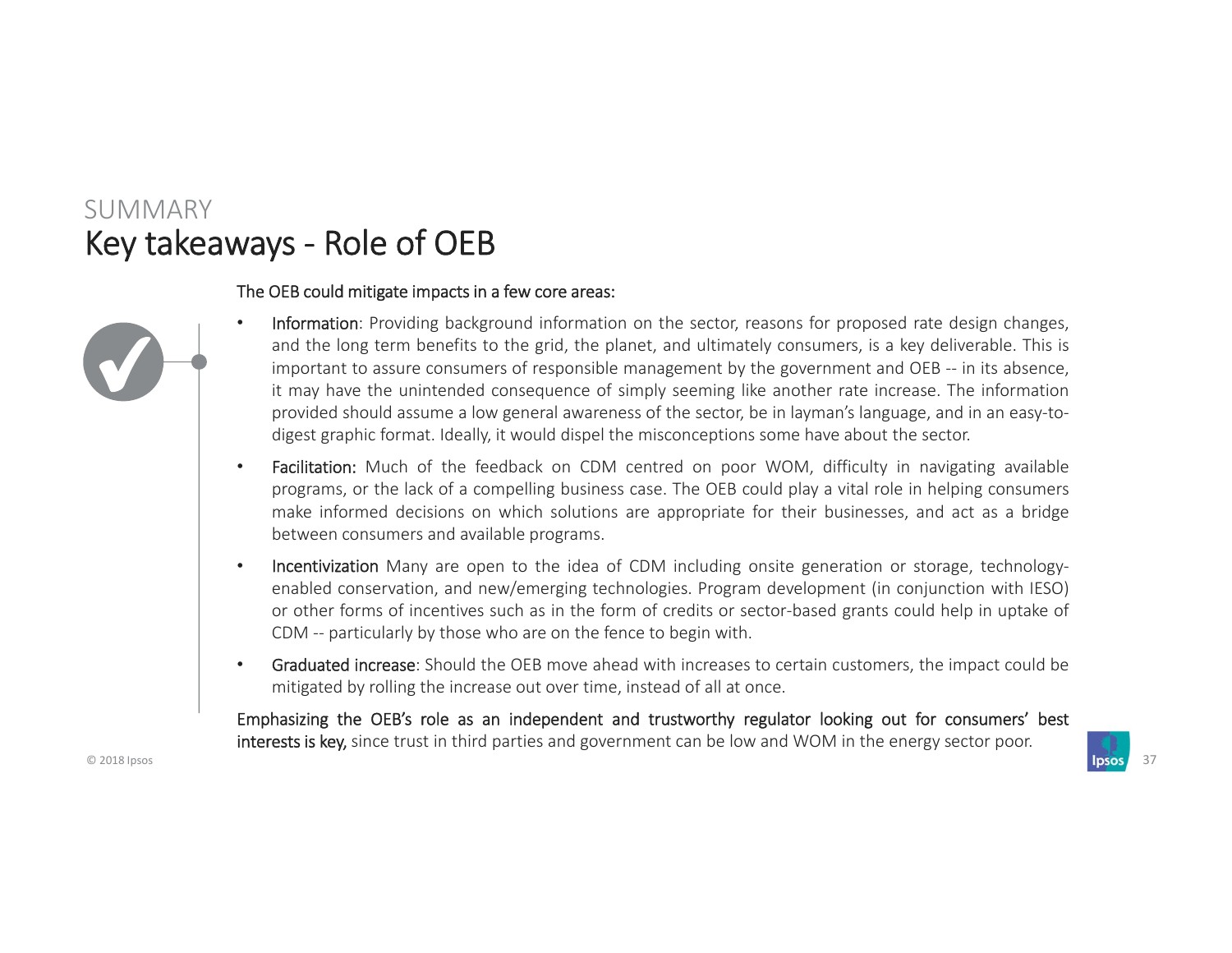SUMMARY

# Key takeaways - Role of OEB

**The OEB could mitigate impacts in a few core areas:**

- **Information**: Providing background information on the sector, reasons for proposed rate design changes, and the long term benefits to the grid, the planet, and ultimately consumers, is a key deliverable. This is important to assure consumers of responsible management by the government and OEB -- in its absence, it may have the unintended consequence of simply seeming like another rate increase. The information provided should assume a low general awareness of the sector, be in layman's language, and in an easy-to-digest graphic format. Ideally, it would dispel the misconceptions some have about the sector.
- **Facilitation:** Much of the feedback on CDM centred on poor WOM, difficulty in navigating available programs, or the lack of a compelling business case. The OEB could play a vital role in helping consumers make informed decisions on which solutions are appropriate for their businesses, and act as a bridge between consumers and available programs.
- **Incentivization** Many are open to the idea of CDM including onsite generation or storage, technology-enabled conservation, and new/emerging technologies. Program development (in conjunction with IESO) or other forms of incentives such as in the form of credits or sector-based grants could help in uptake of CDM -- particularly by those who are on the fence to begin with.
- **Graduated increase**: Should the OEB move ahead with increases to certain customers, the impact could be mitigated by rolling the increase out over time, instead of all at once.

**Emphasizing the OEB's role as an independent and trustworthy regulator looking out for consumers' best interests is key,** since trust in third parties and government can be low and WOM in the energy sector poor.

© 2018 Ipsos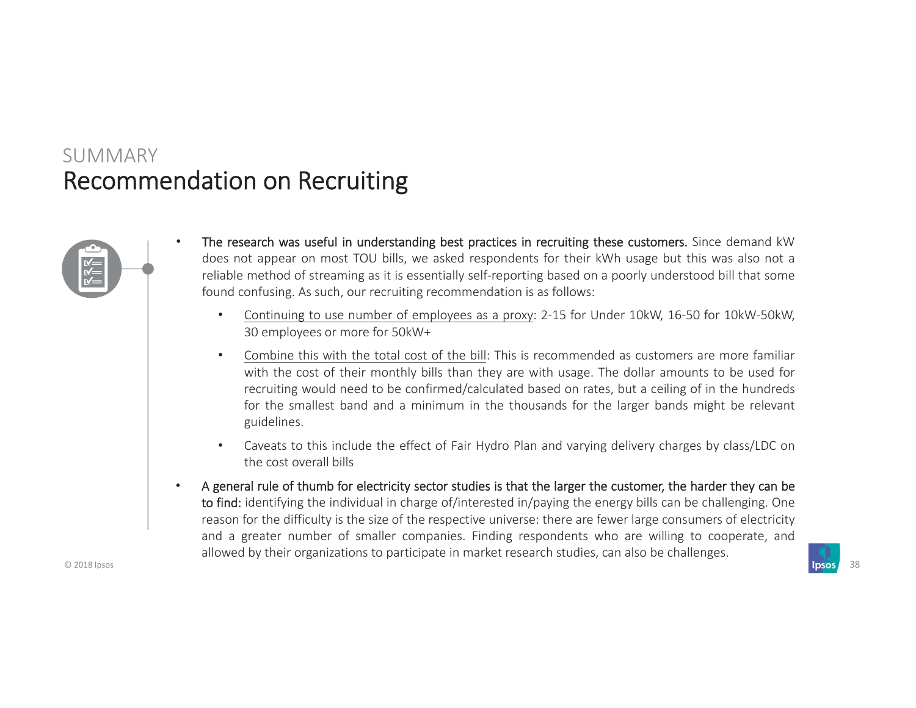SUMMARY

# Recommendation on Recruiting

- **The research was useful in understanding best practices in recruiting these customers.** Since demand kW does not appear on most TOU bills, we asked respondents for their kWh usage but this was also not a reliable method of streaming as it is essentially self-reporting based on a poorly understood bill that some found confusing. As such, our recruiting recommendation is as follows:
  - <u>Continuing to use number of employees as a proxy</u>: 2-15 for Under 10kW, 16-50 for 10kW-50kW, 30 employees or more for 50kW+
  - <u>Combine this with the total cost of the bill</u>: This is recommended as customers are more familiar with the cost of their monthly bills than they are with usage. The dollar amounts to be used for recruiting would need to be confirmed/calculated based on rates, but a ceiling of in the hundreds for the smallest band and a minimum in the thousands for the larger bands might be relevant guidelines.
  - Caveats to this include the effect of Fair Hydro Plan and varying delivery charges by class/LDC on the cost overall bills
- **A general rule of thumb for electricity sector studies is that the larger the customer, the harder they can be to find:** identifying the individual in charge of/interested in/paying the energy bills can be challenging. One reason for the difficulty is the size of the respective universe: there are fewer large consumers of electricity and a greater number of smaller companies. Finding respondents who are willing to cooperate, and allowed by their organizations to participate in market research studies, can also be challenges.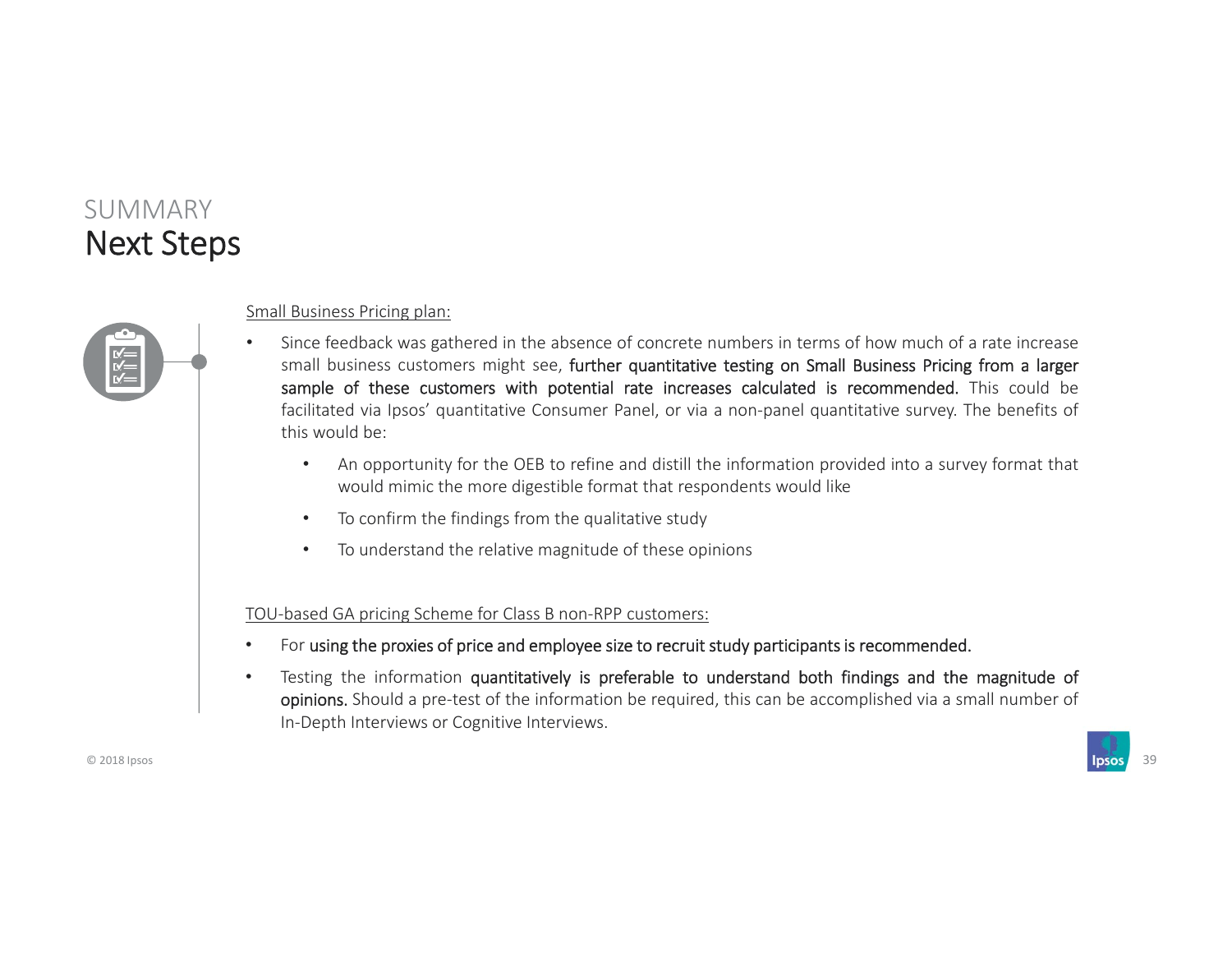SUMMARY

# Next Steps

Small Business Pricing plan:

- Since feedback was gathered in the absence of concrete numbers in terms of how much of a rate increase small business customers might see, **further quantitative testing on Small Business Pricing from a larger sample of these customers with potential rate increases calculated is recommended.** This could be facilitated via Ipsos' quantitative Consumer Panel, or via a non-panel quantitative survey. The benefits of this would be:
  - An opportunity for the OEB to refine and distill the information provided into a survey format that would mimic the more digestible format that respondents would like
  - To confirm the findings from the qualitative study
  - To understand the relative magnitude of these opinions

TOU-based GA pricing Scheme for Class B non-RPP customers:

- For **using the proxies of price and employee size to recruit study participants is recommended.**
- Testing the information **quantitatively is preferable to understand both findings and the magnitude of opinions.** Should a pre-test of the information be required, this can be accomplished via a small number of In-Depth Interviews or Cognitive Interviews.

© 2018 Ipsos